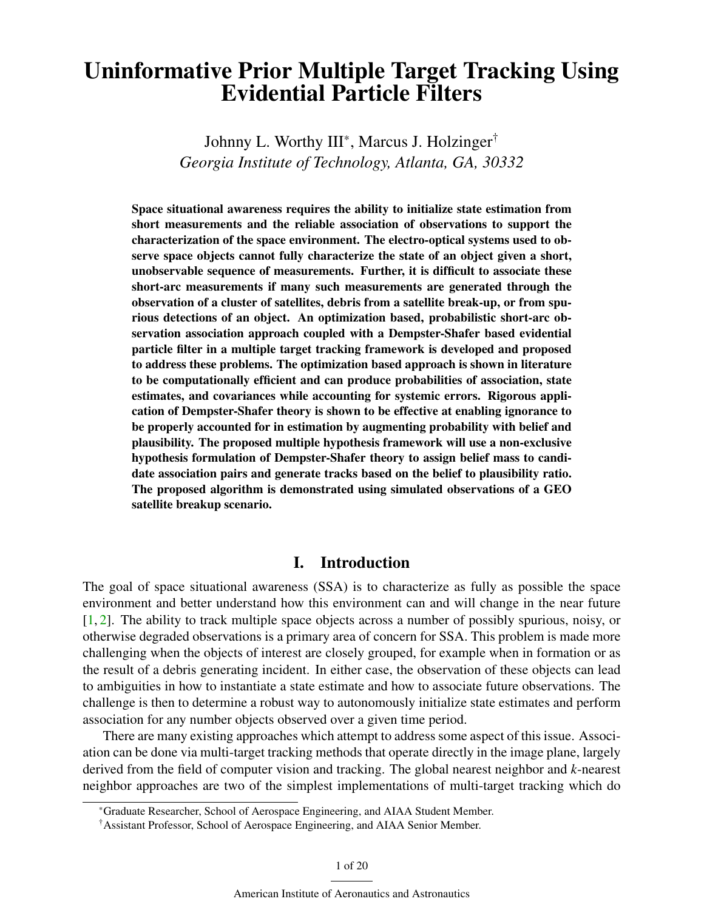# Uninformative Prior Multiple Target Tracking Using Evidential Particle Filters

Johnny L. Worthy III*, Marcus J. Holzinger†

*Georgia Institute of Technology, Atlanta, GA, 30332*

**Space situational awareness requires the ability to initialize state estimation from short measurements and the reliable association of observations to support the characterization of the space environment. The electro-optical systems used to observe space objects cannot fully characterize the state of an object given a short, unobservable sequence of measurements. Further, it is difficult to associate these short-arc measurements if many such measurements are generated through the observation of a cluster of satellites, debris from a satellite break-up, or from spurious detections of an object. An optimization based, probabilistic short-arc observation association approach coupled with a Dempster-Shafer based evidential particle filter in a multiple target tracking framework is developed and proposed to address these problems. The optimization based approach is shown in literature to be computationally efficient and can produce probabilities of association, state estimates, and covariances while accounting for systemic errors. Rigorous application of Dempster-Shafer theory is shown to be effective at enabling ignorance to be properly accounted for in estimation by augmenting probability with belief and plausibility. The proposed multiple hypothesis framework will use a non-exclusive hypothesis formulation of Dempster-Shafer theory to assign belief mass to candidate association pairs and generate tracks based on the belief to plausibility ratio. The proposed algorithm is demonstrated using simulated observations of a GEO satellite breakup scenario.**

## I. Introduction

The goal of space situational awareness (SSA) is to characterize as fully as possible the space environment and better understand how this environment can and will change in the near future [1, 2]. The ability to track multiple space objects across a number of possibly spurious, noisy, or otherwise degraded observations is a primary area of concern for SSA. This problem is made more challenging when the objects of interest are closely grouped, for example when in formation or as the result of a debris generating incident. In either case, the observation of these objects can lead to ambiguities in how to instantiate a state estimate and how to associate future observations. The challenge is then to determine a robust way to autonomously initialize state estimates and perform association for any number objects observed over a given time period.

There are many existing approaches which attempt to address some aspect of this issue. Association can be done via multi-target tracking methods that operate directly in the image plane, largely derived from the field of computer vision and tracking. The global nearest neighbor and *k*-nearest neighbor approaches are two of the simplest implementations of multi-target tracking which do

---

*Graduate Researcher, School of Aerospace Engineering, and AIAA Student Member.

†Assistant Professor, School of Aerospace Engineering, and AIAA Senior Member.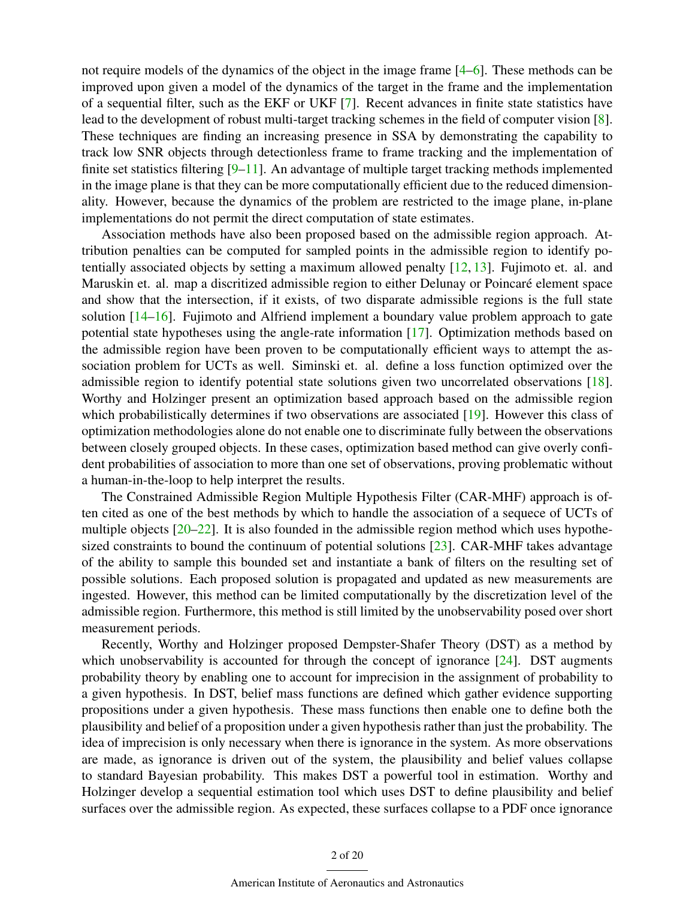not require models of the dynamics of the object in the image frame [4–6]. These methods can be improved upon given a model of the dynamics of the target in the frame and the implementation of a sequential filter, such as the EKF or UKF [7]. Recent advances in finite state statistics have lead to the development of robust multi-target tracking schemes in the field of computer vision [8]. These techniques are finding an increasing presence in SSA by demonstrating the capability to track low SNR objects through detectionless frame to frame tracking and the implementation of finite set statistics filtering [9–11]. An advantage of multiple target tracking methods implemented in the image plane is that they can be more computationally efficient due to the reduced dimensionality. However, because the dynamics of the problem are restricted to the image plane, in-plane implementations do not permit the direct computation of state estimates.

Association methods have also been proposed based on the admissible region approach. Attribution penalties can be computed for sampled points in the admissible region to identify potentially associated objects by setting a maximum allowed penalty [12, 13]. Fujimoto et. al. and Maruskin et. al. map a discritized admissible region to either Delunay or Poincaré element space and show that the intersection, if it exists, of two disparate admissible regions is the full state solution [14–16]. Fujimoto and Alfriend implement a boundary value problem approach to gate potential state hypotheses using the angle-rate information [17]. Optimization methods based on the admissible region have been proven to be computationally efficient ways to attempt the association problem for UCTs as well. Siminski et. al. define a loss function optimized over the admissible region to identify potential state solutions given two uncorrelated observations [18]. Worthy and Holzinger present an optimization based approach based on the admissible region which probabilistically determines if two observations are associated [19]. However this class of optimization methodologies alone do not enable one to discriminate fully between the observations between closely grouped objects. In these cases, optimization based method can give overly confident probabilities of association to more than one set of observations, proving problematic without a human-in-the-loop to help interpret the results.

The Constrained Admissible Region Multiple Hypothesis Filter (CAR-MHF) approach is often cited as one of the best methods by which to handle the association of a sequece of UCTs of multiple objects [20–22]. It is also founded in the admissible region method which uses hypothesized constraints to bound the continuum of potential solutions [23]. CAR-MHF takes advantage of the ability to sample this bounded set and instantiate a bank of filters on the resulting set of possible solutions. Each proposed solution is propagated and updated as new measurements are ingested. However, this method can be limited computationally by the discretization level of the admissible region. Furthermore, this method is still limited by the unobservability posed over short measurement periods.

Recently, Worthy and Holzinger proposed Dempster-Shafer Theory (DST) as a method by which unobservability is accounted for through the concept of ignorance [24]. DST augments probability theory by enabling one to account for imprecision in the assignment of probability to a given hypothesis. In DST, belief mass functions are defined which gather evidence supporting propositions under a given hypothesis. These mass functions then enable one to define both the plausibility and belief of a proposition under a given hypothesis rather than just the probability. The idea of imprecision is only necessary when there is ignorance in the system. As more observations are made, as ignorance is driven out of the system, the plausibility and belief values collapse to standard Bayesian probability. This makes DST a powerful tool in estimation. Worthy and Holzinger develop a sequential estimation tool which uses DST to define plausibility and belief surfaces over the admissible region. As expected, these surfaces collapse to a PDF once ignorance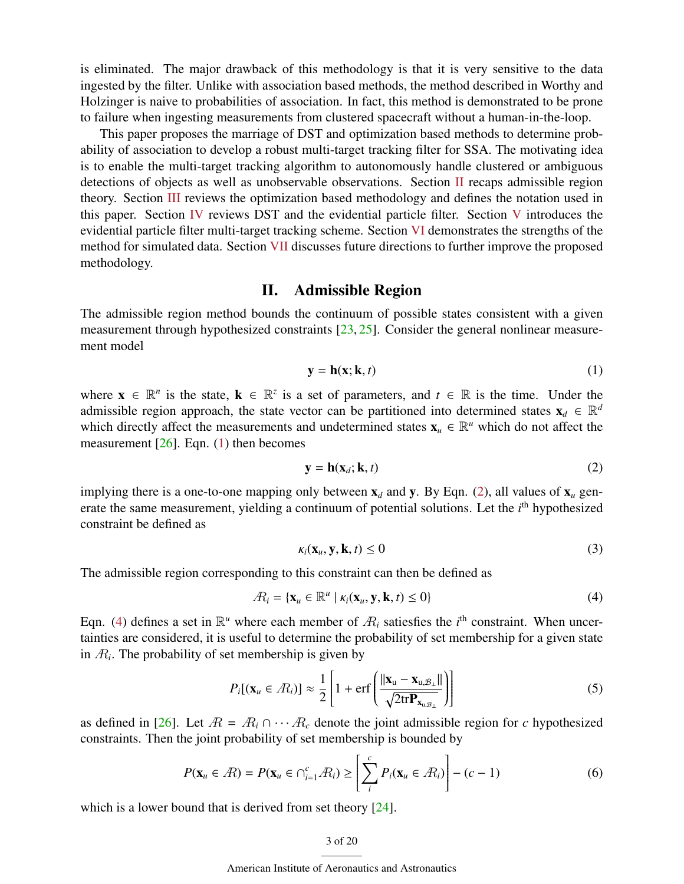is eliminated. The major drawback of this methodology is that it is very sensitive to the data ingested by the filter. Unlike with association based methods, the method described in Worthy and Holzinger is naive to probabilities of association. In fact, this method is demonstrated to be prone to failure when ingesting measurements from clustered spacecraft without a human-in-the-loop.

This paper proposes the marriage of DST and optimization based methods to determine probability of association to develop a robust multi-target tracking filter for SSA. The motivating idea is to enable the multi-target tracking algorithm to autonomously handle clustered or ambiguous detections of objects as well as unobservable observations. Section II recaps admissible region theory. Section III reviews the optimization based methodology and defines the notation used in this paper. Section IV reviews DST and the evidential particle filter. Section V introduces the evidential particle filter multi-target tracking scheme. Section VI demonstrates the strengths of the method for simulated data. Section VII discusses future directions to further improve the proposed methodology.

## II. Admissible Region

The admissible region method bounds the continuum of possible states consistent with a given measurement through hypothesized constraints [23, 25]. Consider the general nonlinear measurement model

$$\mathbf{y} = \mathbf{h}(\mathbf{x}; \mathbf{k}, t) \tag{1}$$

where $\mathbf{x} \in \mathbb{R}^n$ is the state, $\mathbf{k} \in \mathbb{R}^z$ is a set of parameters, and $t \in \mathbb{R}$ is the time. Under the admissible region approach, the state vector can be partitioned into determined states $\mathbf{x}_d \in \mathbb{R}^d$ which directly affect the measurements and undetermined states $\mathbf{x}_u \in \mathbb{R}^u$ which do not affect the measurement [26]. Eqn. (1) then becomes

$$\mathbf{y} = \mathbf{h}(\mathbf{x}_d; \mathbf{k}, t) \tag{2}$$

implying there is a one-to-one mapping only between $\mathbf{x}_d$ and $\mathbf{y}$. By Eqn. (2), all values of $\mathbf{x}_u$ generate the same measurement, yielding a continuum of potential solutions. Let the $i^{\text{th}}$ hypothesized constraint be defined as

$$\kappa_i(\mathbf{x}_u, \mathbf{y}, \mathbf{k}, t) \leq 0 \tag{3}$$

The admissible region corresponding to this constraint can then be defined as

$$\mathcal{A}_i = \{\mathbf{x}_u \in \mathbb{R}^u \mid \kappa_i(\mathbf{x}_u, \mathbf{y}, \mathbf{k}, t) \leq 0\} \tag{4}$$

Eqn. (4) defines a set in $\mathbb{R}^u$ where each member of $\mathcal{A}_i$ satiesfies the $i^{\text{th}}$ constraint. When uncertainties are considered, it is useful to determine the probability of set membership for a given state in $\mathcal{A}_i$. The probability of set membership is given by

$$P_i[(\mathbf{x}_u \in \mathcal{A}_i)] \approx \frac{1}{2}\left[1 + \text{erf}\left(\frac{||\mathbf{x}_\text{u} - \mathbf{x}_{\text{u},\mathcal{B}_\perp}||}{\sqrt{2\text{tr}\mathbf{P}_{\mathbf{x}_{\text{u},\mathcal{B}_\perp}}}}\right)\right] \tag{5}$$

as defined in [26]. Let $\mathcal{A} = \mathcal{A}_i \cap \cdots \mathcal{A}_c$ denote the joint admissible region for $c$ hypothesized constraints. Then the joint probability of set membership is bounded by

$$P(\mathbf{x}_u \in \mathcal{A}) = P(\mathbf{x}_u \in \cap_{i=1}^{c} \mathcal{A}_i) \geq \left[\sum_{i}^{c} P_i(\mathbf{x}_u \in \mathcal{A}_i)\right] - (c-1) \tag{6}$$

which is a lower bound that is derived from set theory [24].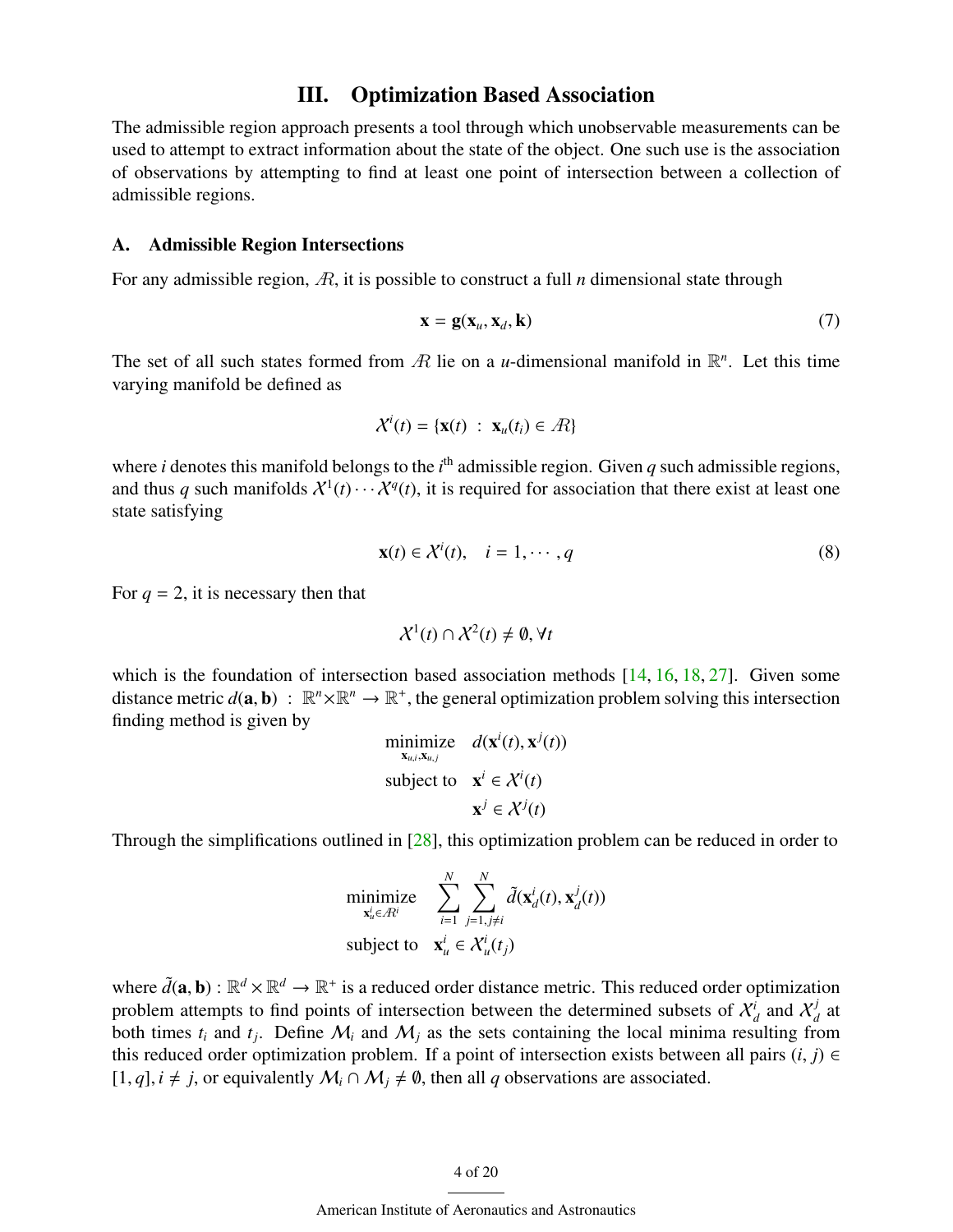## III. Optimization Based Association

The admissible region approach presents a tool through which unobservable measurements can be used to attempt to extract information about the state of the object. One such use is the association of observations by attempting to find at least one point of intersection between a collection of admissible regions.

### A. Admissible Region Intersections

For any admissible region, $\mathcal{R}$, it is possible to construct a full $n$ dimensional state through

$$\mathbf{x} = \mathbf{g}(\mathbf{x}_u, \mathbf{x}_d, \mathbf{k}) \tag{7}$$

The set of all such states formed from $\mathcal{R}$ lie on a $u$-dimensional manifold in $\mathbb{R}^n$. Let this time varying manifold be defined as

$$\mathcal{X}^i(t) = \{\mathbf{x}(t) \ : \ \mathbf{x}_u(t_i) \in \mathcal{R}\}$$

where $i$ denotes this manifold belongs to the $i^{\text{th}}$ admissible region. Given $q$ such admissible regions, and thus $q$ such manifolds $\mathcal{X}^1(t) \cdots \mathcal{X}^q(t)$, it is required for association that there exist at least one state satisfying

$$\mathbf{x}(t) \in \mathcal{X}^i(t), \quad i = 1, \cdots, q \tag{8}$$

For $q = 2$, it is necessary then that

$$\mathcal{X}^1(t) \cap \mathcal{X}^2(t) \neq \emptyset, \forall t$$

which is the foundation of intersection based association methods [14, 16, 18, 27]. Given some distance metric $d(\mathbf{a}, \mathbf{b}) \ : \ \mathbb{R}^n \times \mathbb{R}^n \rightarrow \mathbb{R}^+$, the general optimization problem solving this intersection finding method is given by

$$\begin{aligned}
\underset{\mathbf{x}_{u,i}, \mathbf{x}_{u,j}}{\text{minimize}} \quad & d(\mathbf{x}^i(t), \mathbf{x}^j(t)) \\
\text{subject to} \quad & \mathbf{x}^i \in \mathcal{X}^i(t) \\
& \mathbf{x}^j \in \mathcal{X}^j(t)
\end{aligned}$$

Through the simplifications outlined in [28], this optimization problem can be reduced in order to

$$\begin{aligned}
\underset{\mathbf{x}_u^i \in \mathcal{R}^i}{\text{minimize}} \quad & \sum_{i=1}^{N} \sum_{j=1, j\neq i}^{N} \tilde{d}(\mathbf{x}_d^i(t), \mathbf{x}_d^j(t)) \\
\text{subject to} \quad & \mathbf{x}_u^i \in \mathcal{X}_u^i(t_j)
\end{aligned}$$

where $\tilde{d}(\mathbf{a}, \mathbf{b}) : \mathbb{R}^d \times \mathbb{R}^d \rightarrow \mathbb{R}^+$ is a reduced order distance metric. This reduced order optimization problem attempts to find points of intersection between the determined subsets of $\mathcal{X}_d^i$ and $\mathcal{X}_d^j$ at both times $t_i$ and $t_j$. Define $\mathcal{M}_i$ and $\mathcal{M}_j$ as the sets containing the local minima resulting from this reduced order optimization problem. If a point of intersection exists between all pairs $(i, j) \in [1, q], i \neq j$, or equivalently $\mathcal{M}_i \cap \mathcal{M}_j \neq \emptyset$, then all $q$ observations are associated.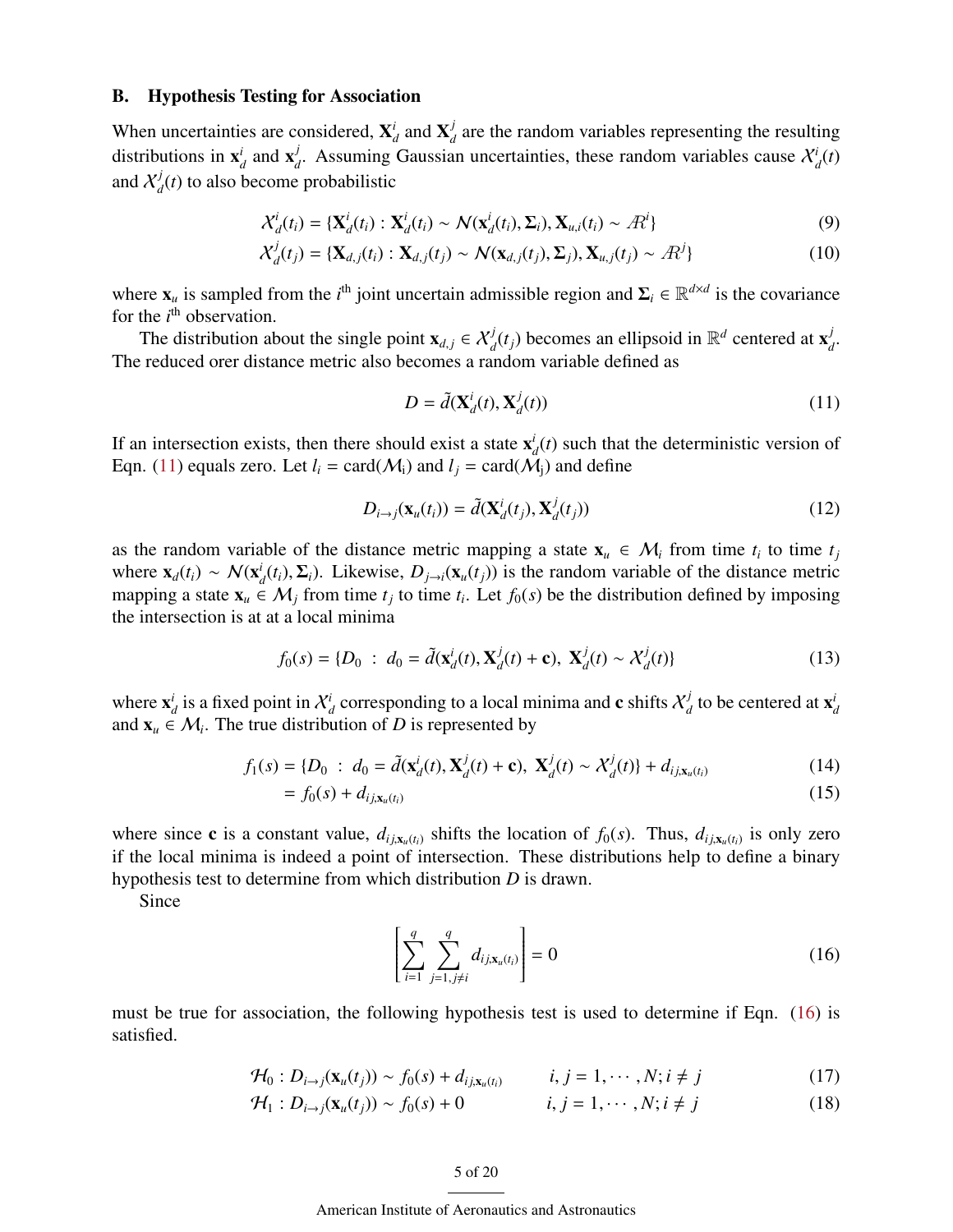### B. Hypothesis Testing for Association

When uncertainties are considered, $\mathbf{X}_d^i$ and $\mathbf{X}_d^j$ are the random variables representing the resulting distributions in $\mathbf{x}_d^i$ and $\mathbf{x}_d^j$. Assuming Gaussian uncertainties, these random variables cause $\mathcal{X}_d^i(t)$ and $\mathcal{X}_d^j(t)$ to also become probabilistic

$$\mathcal{X}_d^i(t_i) = \{\mathbf{X}_d^i(t_i) : \mathbf{X}_d^i(t_i) \sim \mathcal{N}(\mathbf{x}_d^i(t_i), \mathbf{\Sigma}_i), \mathbf{X}_{u,i}(t_i) \sim \mathcal{AR}^i\} \tag{9}$$

$$\mathcal{X}_d^j(t_j) = \{\mathbf{X}_{d,j}(t_i) : \mathbf{X}_{d,j}(t_j) \sim \mathcal{N}(\mathbf{x}_{d,j}(t_j), \mathbf{\Sigma}_j), \mathbf{X}_{u,j}(t_j) \sim \mathcal{AR}^j\} \tag{10}$$

where $\mathbf{x}_u$ is sampled from the $i^{\text{th}}$ joint uncertain admissible region and $\mathbf{\Sigma}_i \in \mathbb{R}^{d\times d}$ is the covariance for the $i^{\text{th}}$ observation.

The distribution about the single point $\mathbf{x}_{d,j} \in \mathcal{X}_d^j(t_j)$ becomes an ellipsoid in $\mathbb{R}^d$ centered at $\mathbf{x}_d^j$. The reduced orer distance metric also becomes a random variable defined as

$$D = \tilde{d}(\mathbf{X}_d^i(t), \mathbf{X}_d^j(t)) \tag{11}$$

If an intersection exists, then there should exist a state $\mathbf{x}_d^i(t)$ such that the deterministic version of Eqn. (11) equals zero. Let $l_i = \text{card}(\mathcal{M}_\text{i})$ and $l_j = \text{card}(\mathcal{M}_\text{j})$ and define

$$D_{i\to j}(\mathbf{x}_u(t_i)) = \tilde{d}(\mathbf{X}_d^i(t_j), \mathbf{X}_d^j(t_j)) \tag{12}$$

as the random variable of the distance metric mapping a state $\mathbf{x}_u \in \mathcal{M}_i$ from time $t_i$ to time $t_j$ where $\mathbf{x}_d(t_i) \sim \mathcal{N}(\mathbf{x}_d^i(t_i), \mathbf{\Sigma}_i)$. Likewise, $D_{j\to i}(\mathbf{x}_u(t_j))$ is the random variable of the distance metric mapping a state $\mathbf{x}_u \in \mathcal{M}_j$ from time $t_j$ to $t_i$. Let $f_0(s)$ be the distribution defined by imposing the intersection is at at a local minima

$$f_0(s) = \{D_0 \ : \ d_0 = \tilde{d}(\mathbf{x}_d^i(t), \mathbf{X}_d^j(t) + \mathbf{c}), \ \mathbf{X}_d^j(t) \sim \mathcal{X}_d^j(t)\} \tag{13}$$

where $\mathbf{x}_d^i$ is a fixed point in $\mathcal{X}_d^i$ corresponding to a local minima and $\mathbf{c}$ shifts $\mathcal{X}_d^j$ to be centered at $\mathbf{x}_d^i$ and $\mathbf{x}_u \in \mathcal{M}_i$. The true distribution of $D$ is represented by

$$f_1(s) = \{D_0 \ : \ d_0 = \tilde{d}(\mathbf{x}_d^i(t), \mathbf{X}_d^j(t) + \mathbf{c}), \ \mathbf{X}_d^j(t) \sim \mathcal{X}_d^j(t)\} + d_{ij,\mathbf{x}_u(t_i)} \tag{14}$$

$$= f_0(s) + d_{ij,\mathbf{x}_u(t_i)} \tag{15}$$

where since $\mathbf{c}$ is a constant value, $d_{ij,\mathbf{x}_u(t_i)}$ shifts the location of $f_0(s)$. Thus, $d_{ij,\mathbf{x}_u(t_i)}$ is only zero if the local minima is indeed a point of intersection. These distributions help to define a binary hypothesis test to determine from which distribution $D$ is drawn.

Since

$$\left[\sum_{i=1}^{q} \sum_{j=1, j\neq i}^{q} d_{ij,\mathbf{x}_u(t_i)}\right] = 0 \tag{16}$$

must be true for association, the following hypothesis test is used to determine if Eqn. (16) is satisfied.

$$\mathcal{H}_0 : D_{i\to j}(\mathbf{x}_u(t_j)) \sim f_0(s) + d_{ij,\mathbf{x}_u(t_i)} \qquad i,j = 1,\cdots,N; i \neq j \tag{17}$$

$$\mathcal{H}_1 : D_{i\to j}(\mathbf{x}_u(t_j)) \sim f_0(s) + 0 \qquad i,j = 1,\cdots,N; i \neq j \tag{18}$$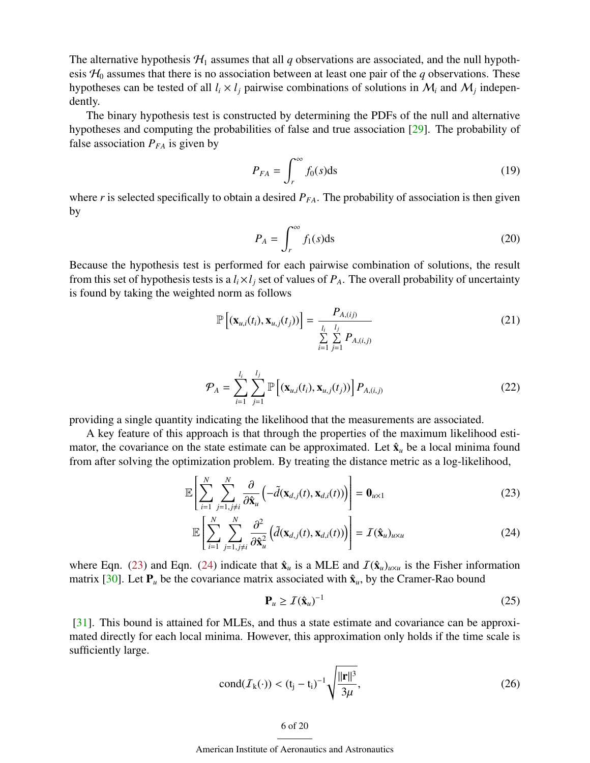The alternative hypothesis $\mathcal{H}_1$ assumes that all $q$ observations are associated, and the null hypothesis $\mathcal{H}_0$ assumes that there is no association between at least one pair of the $q$ observations. These hypotheses can be tested of all $l_i \times l_j$ pairwise combinations of solutions in $\mathcal{M}_i$ and $\mathcal{M}_j$ independently.

The binary hypothesis test is constructed by determining the PDFs of the null and alternative hypotheses and computing the probabilities of false and true association [29]. The probability of false association $P_{FA}$ is given by

$$P_{FA} = \int_r^\infty f_0(s)\mathrm{ds} \tag{19}$$

where $r$ is selected specifically to obtain a desired $P_{FA}$. The probability of association is then given by

$$P_A = \int_r^\infty f_1(s)\mathrm{ds} \tag{20}$$

Because the hypothesis test is performed for each pairwise combination of solutions, the result from this set of hypothesis tests is a $l_i \times l_j$ set of values of $P_A$. The overall probability of uncertainty is found by taking the weighted norm as follows

$$\mathbb{P}\left[(\mathbf{x}_{u,i}(t_i), \mathbf{x}_{u,j}(t_j))\right] = \frac{P_{A,(ij)}}{\sum\limits_{i=1}^{l_i}\sum\limits_{j=1}^{l_j} P_{A,(i,j)}} \tag{21}$$

$$\mathcal{P}_A = \sum_{i=1}^{l_i}\sum_{j=1}^{l_j} \mathbb{P}\left[(\mathbf{x}_{u,i}(t_i), \mathbf{x}_{u,j}(t_j))\right] P_{A,(i,j)} \tag{22}$$

providing a single quantity indicating the likelihood that the measurements are associated.

A key feature of this approach is that through the properties of the maximum likelihood estimator, the covariance on the state estimate can be approximated. Let $\hat{\mathbf{x}}_u$ be a local minima found from after solving the optimization problem. By treating the distance metric as a log-likelihood,

$$\mathbb{E}\left[\sum_{i=1}^{N}\sum_{j=1,j\neq i}^{N} \frac{\partial}{\partial \hat{\mathbf{x}}_u}\left(-\tilde{d}(\mathbf{x}_{d,j}(t), \mathbf{x}_{d,i}(t))\right)\right] = \mathbf{0}_{u\times 1} \tag{23}$$

$$\mathbb{E}\left[\sum_{i=1}^{N}\sum_{j=1,j\neq i}^{N} \frac{\partial^2}{\partial \hat{\mathbf{x}}_u^2}\left(\tilde{d}(\mathbf{x}_{d,j}(t), \mathbf{x}_{d,i}(t))\right)\right] = \mathcal{I}(\hat{\mathbf{x}}_u)_{u\times u} \tag{24}$$

where Eqn. (23) and Eqn. (24) indicate that $\hat{\mathbf{x}}_u$ is a MLE and $\mathcal{I}(\hat{\mathbf{x}}_u)_{u\times u}$ is the Fisher information matrix [30]. Let $\mathbf{P}_u$ be the covariance matrix associated with $\hat{\mathbf{x}}_u$, by the Cramer-Rao bound

$$\mathbf{P}_u \geq \mathcal{I}(\hat{\mathbf{x}}_u)^{-1} \tag{25}$$

[31]. This bound is attained for MLEs, and thus a state estimate and covariance can be approximated directly for each local minima. However, this approximation only holds if the time scale is sufficiently large.

$$\mathrm{cond}(\mathcal{I}_\mathrm{k}(\cdot)) < (\mathrm{t_j} - \mathrm{t_i})^{-1}\sqrt{\frac{||\mathbf{r}||^3}{3\mu}}, \tag{26}$$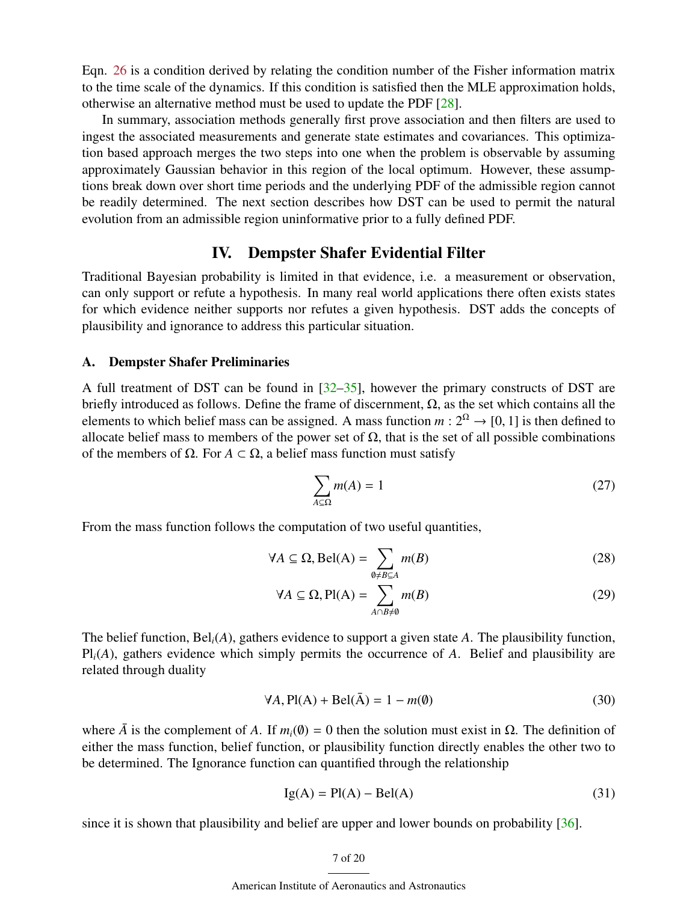Eqn. 26 is a condition derived by relating the condition number of the Fisher information matrix to the time scale of the dynamics. If this condition is satisfied then the MLE approximation holds, otherwise an alternative method must be used to update the PDF [28].

In summary, association methods generally first prove association and then filters are used to ingest the associated measurements and generate state estimates and covariances. This optimization based approach merges the two steps into one when the problem is observable by assuming approximately Gaussian behavior in this region of the local optimum. However, these assumptions break down over short time periods and the underlying PDF of the admissible region cannot be readily determined. The next section describes how DST can be used to permit the natural evolution from an admissible region uninformative prior to a fully defined PDF.

## IV. Dempster Shafer Evidential Filter

Traditional Bayesian probability is limited in that evidence, i.e. a measurement or observation, can only support or refute a hypothesis. In many real world applications there often exists states for which evidence neither supports nor refutes a given hypothesis. DST adds the concepts of plausibility and ignorance to address this particular situation.

### A. Dempster Shafer Preliminaries

A full treatment of DST can be found in [32–35], however the primary constructs of DST are briefly introduced as follows. Define the frame of discernment, $\Omega$, as the set which contains all the elements to which belief mass can be assigned. A mass function $m : 2^{\Omega} \rightarrow [0, 1]$ is then defined to allocate belief mass to members of the power set of $\Omega$, that is the set of all possible combinations of the members of $\Omega$. For $A \subset \Omega$, a belief mass function must satisfy

$$\sum_{A \subseteq \Omega} m(A) = 1 \tag{27}$$

From the mass function follows the computation of two useful quantities,

$$\forall A \subseteq \Omega, \mathrm{Bel(A)} = \sum_{\emptyset \neq B \subseteq A} m(B) \tag{28}$$

$$\forall A \subseteq \Omega, \mathrm{Pl(A)} = \sum_{A \cap B \neq \emptyset} m(B) \tag{29}$$

The belief function, $\mathrm{Bel}_i(A)$, gathers evidence to support a given state $A$. The plausibility function, $\mathrm{Pl}_i(A)$, gathers evidence which simply permits the occurrence of $A$. Belief and plausibility are related through duality

$$\forall A, \mathrm{Pl(A)} + \mathrm{Bel}(\bar{\mathrm{A}}) = 1 - m(\emptyset) \tag{30}$$

where $\bar{A}$ is the complement of $A$. If $m_i(\emptyset) = 0$ then the solution must exist in $\Omega$. The definition of either the mass function, belief function, or plausibility function directly enables the other two to be determined. The Ignorance function can quantified through the relationship

$$\mathrm{Ig(A)} = \mathrm{Pl(A)} - \mathrm{Bel(A)} \tag{31}$$

since it is shown that plausibility and belief are upper and lower bounds on probability [36].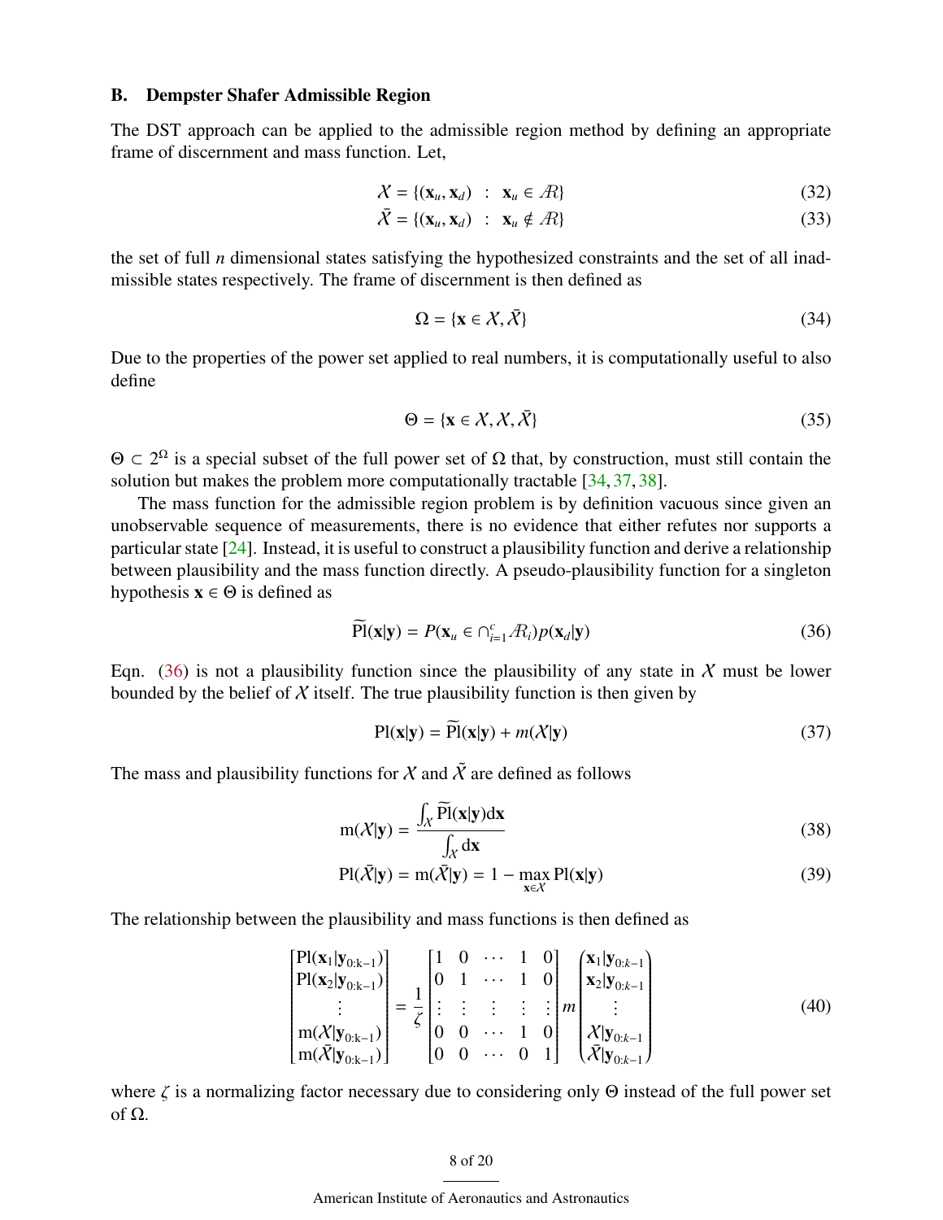## B. Dempster Shafer Admissible Region

The DST approach can be applied to the admissible region method by defining an appropriate frame of discernment and mass function. Let,

$$\mathcal{X} = \{(\mathbf{x}_u, \mathbf{x}_d) \ : \ \mathbf{x}_u \in \mathcal{AR}\} \tag{32}$$

$$\bar{\mathcal{X}} = \{(\mathbf{x}_u, \mathbf{x}_d) \ : \ \mathbf{x}_u \notin \mathcal{AR}\} \tag{33}$$

the set of full $n$ dimensional states satisfying the hypothesized constraints and the set of all inadmissible states respectively. The frame of discernment is then defined as

$$\Omega = \{\mathbf{x} \in \mathcal{X}, \bar{\mathcal{X}}\} \tag{34}$$

Due to the properties of the power set applied to real numbers, it is computationally useful to also define

$$\Theta = \{\mathbf{x} \in \mathcal{X}, \mathcal{X}, \bar{\mathcal{X}}\} \tag{35}$$

$\Theta \subset 2^{\Omega}$ is a special subset of the full power set of $\Omega$ that, by construction, must still contain the solution but makes the problem more computationally tractable [34, 37, 38].

The mass function for the admissible region problem is by definition vacuous since given an unobservable sequence of measurements, there is no evidence that either refutes nor supports a particular state [24]. Instead, it is useful to construct a plausibility function and derive a relationship between plausibility and the mass function directly. A pseudo-plausibility function for a singleton hypothesis $\mathbf{x} \in \Theta$ is defined as

$$\widetilde{\mathrm{Pl}}(\mathbf{x}|\mathbf{y}) = P(\mathbf{x}_u \in \cap_{i=1}^{c} \mathcal{AR}_i) p(\mathbf{x}_d|\mathbf{y}) \tag{36}$$

Eqn. (36) is not a plausibility function since the plausibility of any state in $\mathcal{X}$ must be lower bounded by the belief of $\mathcal{X}$ itself. The true plausibility function is then given by

$$\mathrm{Pl}(\mathbf{x}|\mathbf{y}) = \widetilde{\mathrm{Pl}}(\mathbf{x}|\mathbf{y}) + m(\mathcal{X}|\mathbf{y}) \tag{37}$$

The mass and plausibility functions for $\mathcal{X}$ and $\tilde{\mathcal{X}}$ are defined as follows

$$\mathrm{m}(\mathcal{X}|\mathbf{y}) = \frac{\int_{\mathcal{X}} \widetilde{\mathrm{Pl}}(\mathbf{x}|\mathbf{y}) \mathrm{d}\mathbf{x}}{\int_{\mathcal{X}} \mathrm{d}\mathbf{x}} \tag{38}$$

$$\mathrm{Pl}(\bar{\mathcal{X}}|\mathbf{y}) = \mathrm{m}(\bar{\mathcal{X}}|\mathbf{y}) = 1 - \max_{\mathbf{x} \in \mathcal{X}} \mathrm{Pl}(\mathbf{x}|\mathbf{y}) \tag{39}$$

The relationship between the plausibility and mass functions is then defined as

$$\begin{bmatrix} \mathrm{Pl}(\mathbf{x}_1|\mathbf{y}_{0:k-1}) \\ \mathrm{Pl}(\mathbf{x}_2|\mathbf{y}_{0:k-1}) \\ \vdots \\ \mathrm{m}(\mathcal{X}|\mathbf{y}_{0:k-1}) \\ \mathrm{m}(\bar{\mathcal{X}}|\mathbf{y}_{0:k-1}) \end{bmatrix} = \frac{1}{\zeta} \begin{bmatrix} 1 & 0 & \cdots & 1 & 0 \\ 0 & 1 & \cdots & 1 & 0 \\ \vdots & \vdots & \vdots & \vdots & \vdots \\ 0 & 0 & \cdots & 1 & 0 \\ 0 & 0 & \cdots & 0 & 1 \end{bmatrix} m \begin{pmatrix} \mathbf{x}_1|\mathbf{y}_{0:k-1} \\ \mathbf{x}_2|\mathbf{y}_{0:k-1} \\ \vdots \\ \mathcal{X}|\mathbf{y}_{0:k-1} \\ \bar{\mathcal{X}}|\mathbf{y}_{0:k-1} \end{pmatrix} \tag{40}$$

where $\zeta$ is a normalizing factor necessary due to considering only $\Theta$ instead of the full power set of $\Omega$.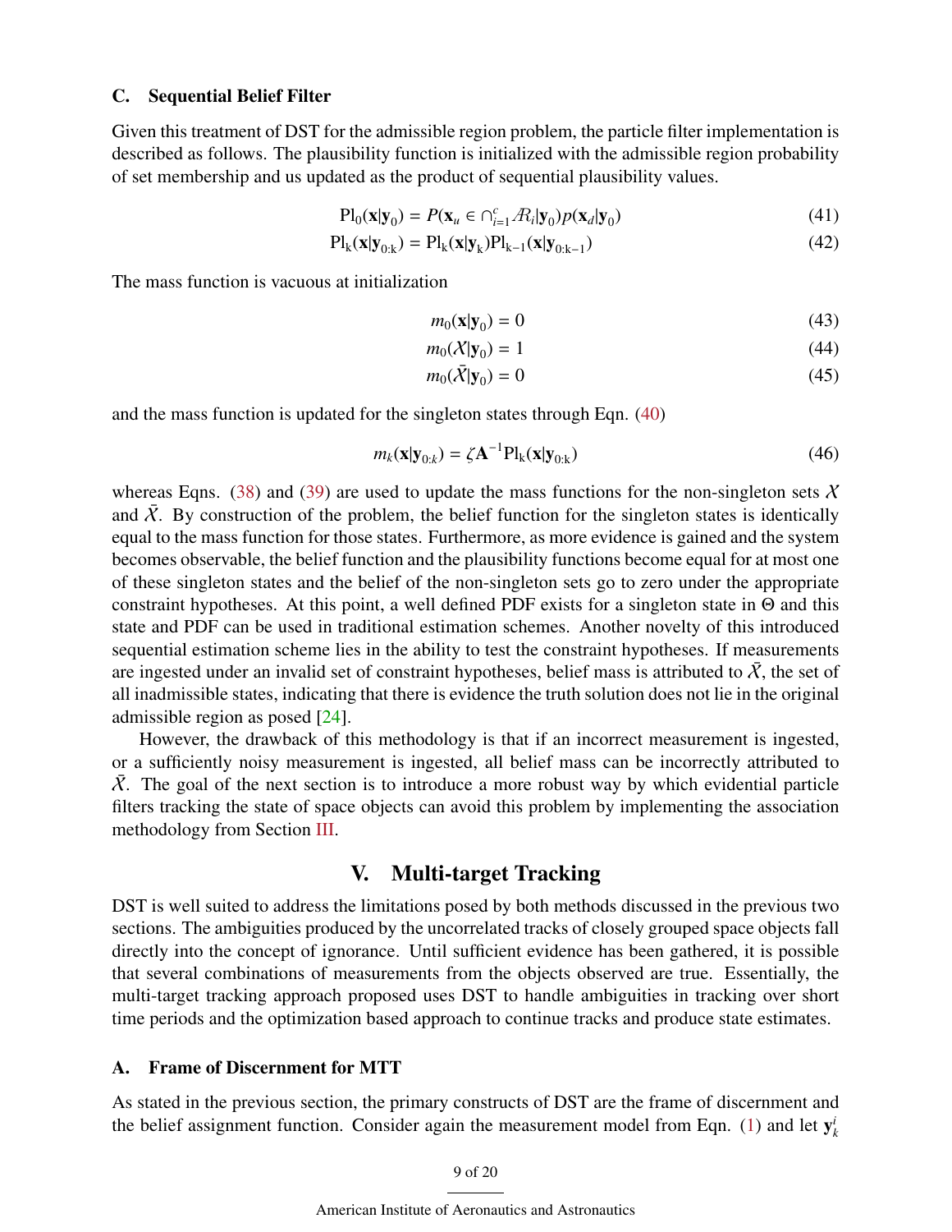### C. Sequential Belief Filter

Given this treatment of DST for the admissible region problem, the particle filter implementation is described as follows. The plausibility function is initialized with the admissible region probability of set membership and us updated as the product of sequential plausibility values.

$$\mathrm{Pl}_0(\mathbf{x}|\mathbf{y}_0) = P(\mathbf{x}_u \in \cap_{i=1}^{c} \mathcal{A}_i|\mathbf{y}_0)p(\mathbf{x}_d|\mathbf{y}_0) \tag{41}$$

$$\mathrm{Pl}_\mathrm{k}(\mathbf{x}|\mathbf{y}_{0:\mathrm{k}}) = \mathrm{Pl}_\mathrm{k}(\mathbf{x}|\mathbf{y}_\mathrm{k})\mathrm{Pl}_{\mathrm{k}-1}(\mathbf{x}|\mathbf{y}_{0:\mathrm{k}-1}) \tag{42}$$

The mass function is vacuous at initialization

$$m_0(\mathbf{x}|\mathbf{y}_0) = 0 \tag{43}$$

$$m_0(\mathcal{X}|\mathbf{y}_0) = 1 \tag{44}$$

$$m_0(\bar{\mathcal{X}}|\mathbf{y}_0) = 0 \tag{45}$$

and the mass function is updated for the singleton states through Eqn. (40)

$$m_k(\mathbf{x}|\mathbf{y}_{0:k}) = \zeta\mathbf{A}^{-1}\mathrm{Pl}_\mathrm{k}(\mathbf{x}|\mathbf{y}_{0:\mathrm{k}}) \tag{46}$$

whereas Eqns. (38) and (39) are used to update the mass functions for the non-singleton sets $\mathcal{X}$ and $\bar{\mathcal{X}}$. By construction of the problem, the belief function for the singleton states is identically equal to the mass function for those states. Furthermore, as more evidence is gained and the system becomes observable, the belief function and the plausibility functions become equal for at most one of these singleton states and the belief of the non-singleton sets go to zero under the appropriate constraint hypotheses. At this point, a well defined PDF exists for a singleton state in $\Theta$ and this state and PDF can be used in traditional estimation schemes. Another novelty of this introduced sequential estimation scheme lies in the ability to test the constraint hypotheses. If measurements are ingested under an invalid set of constraint hypotheses, belief mass is attributed to $\bar{\mathcal{X}}$, the set of all inadmissible states, indicating that there is evidence the truth solution does not lie in the original admissible region as posed [24].

However, the drawback of this methodology is that if an incorrect measurement is ingested, or a sufficiently noisy measurement is ingested, all belief mass can be incorrectly attributed to $\bar{\mathcal{X}}$. The goal of the next section is to introduce a more robust way by which evidential particle filters tracking the state of space objects can avoid this problem by implementing the association methodology from Section III.

## V. Multi-target Tracking

DST is well suited to address the limitations posed by both methods discussed in the previous two sections. The ambiguities produced by the uncorrelated tracks of closely grouped space objects fall directly into the concept of ignorance. Until sufficient evidence has been gathered, it is possible that several combinations of measurements from the objects observed are true. Essentially, the multi-target tracking approach proposed uses DST to handle ambiguities in tracking over short time periods and the optimization based approach to continue tracks and produce state estimates.

### A. Frame of Discernment for MTT

As stated in the previous section, the primary constructs of DST are the frame of discernment and the belief assignment function. Consider again the measurement model from Eqn. (1) and let $\mathbf{y}_k^i$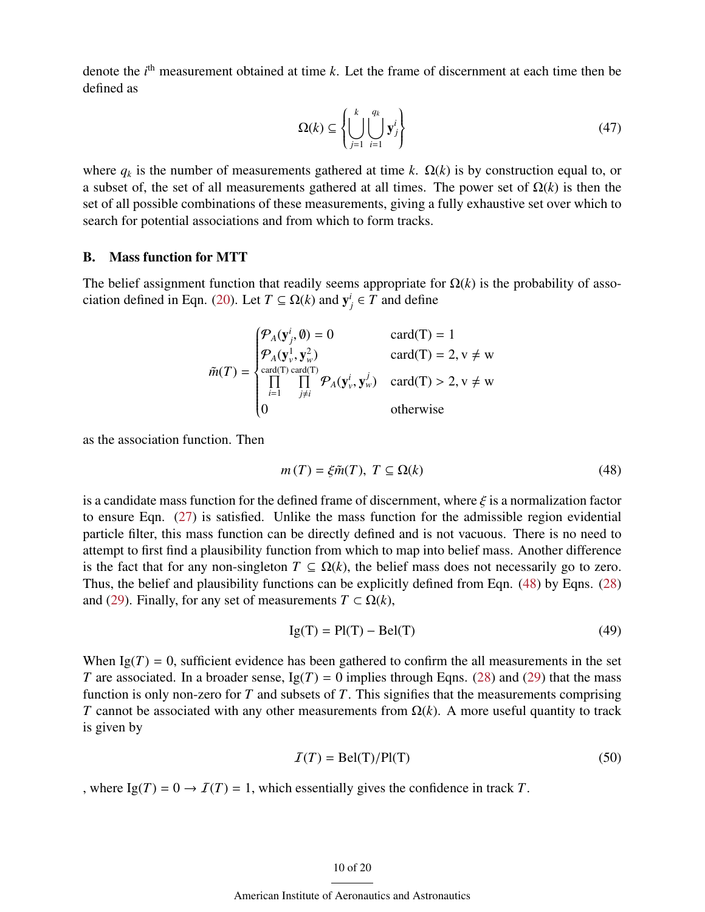denote the $i^{\text{th}}$ measurement obtained at time $k$. Let the frame of discernment at each time then be defined as

$$\Omega(k) \subseteq \left\{ \bigcup_{j=1}^{k} \bigcup_{i=1}^{q_k} \mathbf{y}_j^i \right\} \tag{47}$$

where $q_k$ is the number of measurements gathered at time $k$. $\Omega(k)$ is by construction equal to, or a subset of, the set of all measurements gathered at all times. The power set of $\Omega(k)$ is then the set of all possible combinations of these measurements, giving a fully exhaustive set over which to search for potential associations and from which to form tracks.

## B. Mass function for MTT

The belief assignment function that readily seems appropriate for $\Omega(k)$ is the probability of association defined in Eqn. (20). Let $T \subseteq \Omega(k)$ and $\mathbf{y}_j^i \in T$ and define

$$\tilde{m}(T) = \begin{cases} \mathcal{P}_A(\mathbf{y}_j^i, \emptyset) = 0 & \text{card(T)} = 1 \\ \mathcal{P}_A(\mathbf{y}_v^1, \mathbf{y}_w^2) & \text{card(T)} = 2, \text{v} \neq \text{w} \\ \prod\limits_{i=1}^{\text{card(T)}} \prod\limits_{j \neq i}^{\text{card(T)}} \mathcal{P}_A(\mathbf{y}_v^i, \mathbf{y}_w^j) & \text{card(T)} > 2, \text{v} \neq \text{w} \\ 0 & \text{otherwise} \end{cases}$$

as the association function. Then

$$m(T) = \xi \tilde{m}(T), \; T \subseteq \Omega(k) \tag{48}$$

is a candidate mass function for the defined frame of discernment, where $\xi$ is a normalization factor to ensure Eqn. (27) is satisfied. Unlike the mass function for the admissible region evidential particle filter, this mass function can be directly defined and is not vacuous. There is no need to attempt to first find a plausibility function from which to map into belief mass. Another difference is the fact that for any non-singleton $T \subseteq \Omega(k)$, the belief mass does not necessarily go to zero. Thus, the belief and plausibility functions can be explicitly defined from Eqn. (48) by Eqns. (28) and (29). Finally, for any set of measurements $T \subset \Omega(k)$,

$$\text{Ig(T)} = \text{Pl(T)} - \text{Bel(T)} \tag{49}$$

When $\text{Ig}(T) = 0$, sufficient evidence has been gathered to confirm the all measurements in the set $T$ are associated. In a broader sense, $\text{Ig}(T) = 0$ implies through Eqns. (28) and (29) that the mass function is only non-zero for $T$ and subsets of $T$. This signifies that the measurements comprising $T$ cannot be associated with any other measurements from $\Omega(k)$. A more useful quantity to track is given by

$$\mathcal{I}(T) = \text{Bel(T)}/\text{Pl(T)} \tag{50}$$

, where $\text{Ig}(T) = 0 \rightarrow \mathcal{I}(T) = 1$, which essentially gives the confidence in track $T$.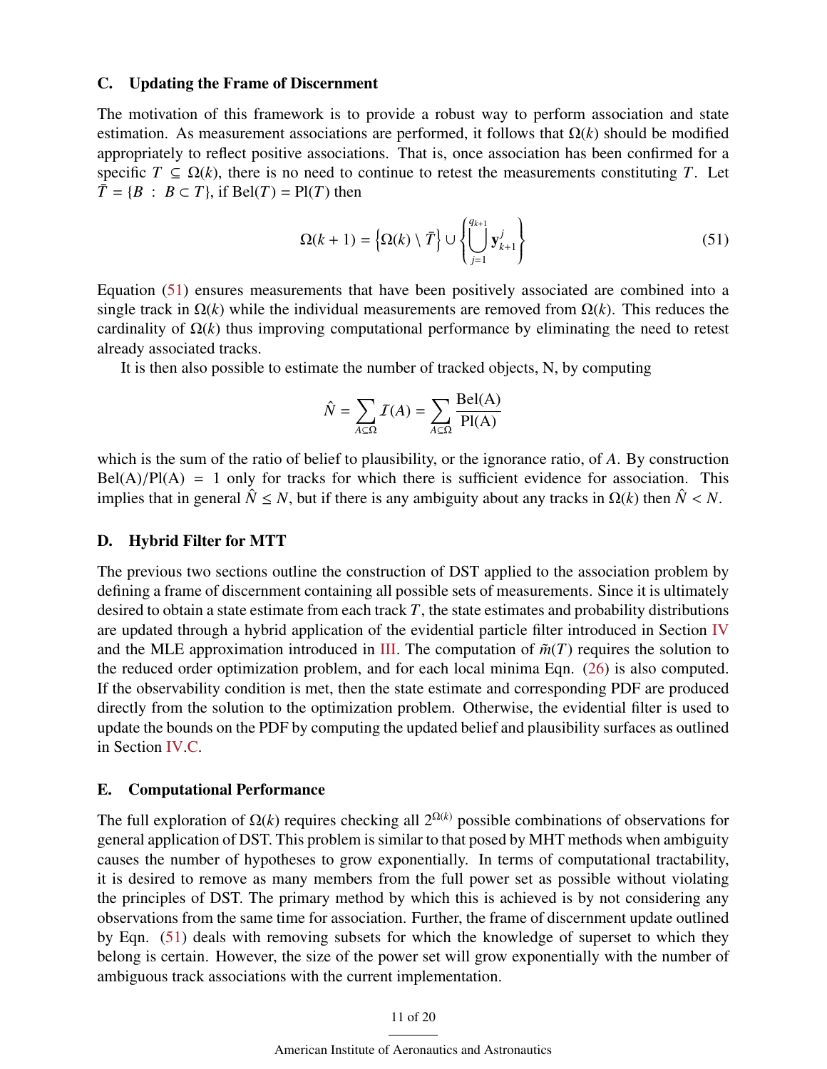## C. Updating the Frame of Discernment

The motivation of this framework is to provide a robust way to perform association and state estimation. As measurement associations are performed, it follows that $\Omega(k)$ should be modified appropriately to reflect positive associations. That is, once association has been confirmed for a specific $T \subseteq \Omega(k)$, there is no need to continue to retest the measurements constituting $T$. Let $\bar{T} = \{B \ : \ B \subset T\}$, if $\text{Bel}(T) = \text{Pl}(T)$ then

$$\Omega(k+1) = \left\{\Omega(k) \setminus \bar{T}\right\} \cup \left\{\bigcup_{j=1}^{q_{k+1}} \mathbf{y}_{k+1}^{j}\right\} \tag{51}$$

Equation (51) ensures measurements that have been positively associated are combined into a single track in $\Omega(k)$ while the individual measurements are removed from $\Omega(k)$. This reduces the cardinality of $\Omega(k)$ thus improving computational performance by eliminating the need to retest already associated tracks.

It is then also possible to estimate the number of tracked objects, N, by computing

$$\hat{N} = \sum_{A \subseteq \Omega} \mathcal{I}(A) = \sum_{A \subseteq \Omega} \frac{\text{Bel(A)}}{\text{Pl(A)}}$$

which is the sum of the ratio of belief to plausibility, or the ignorance ratio, of $A$. By construction $\text{Bel(A)}/\text{Pl(A)} = 1$ only for tracks for which there is sufficient evidence for association. This implies that in general $\hat{N} \leq N$, but if there is any ambiguity about any tracks in $\Omega(k)$ then $\hat{N} < N$.

## D. Hybrid Filter for MTT

The previous two sections outline the construction of DST applied to the association problem by defining a frame of discernment containing all possible sets of measurements. Since it is ultimately desired to obtain a state estimate from each track $T$, the state estimates and probability distributions are updated through a hybrid application of the evidential particle filter introduced in Section IV and the MLE approximation introduced in III. The computation of $\tilde{m}(T)$ requires the solution to the reduced order optimization problem, and for each local minima Eqn. (26) is also computed. If the observability condition is met, then the state estimate and corresponding PDF are produced directly from the solution to the optimization problem. Otherwise, the evidential filter is used to update the bounds on the PDF by computing the updated belief and plausibility surfaces as outlined in Section IV.C.

## E. Computational Performance

The full exploration of $\Omega(k)$ requires checking all $2^{\Omega(k)}$ possible combinations of observations for general application of DST. This problem is similar to that posed by MHT methods when ambiguity causes the number of hypotheses to grow exponentially. In terms of computational tractability, it is desired to remove as many members from the full power set as possible without violating the principles of DST. The primary method by which this is achieved is by not considering any observations from the same time for association. Further, the frame of discernment update outlined by Eqn. (51) deals with removing subsets for which the knowledge of superset to which they belong is certain. However, the size of the power set will grow exponentially with the number of ambiguous track associations with the current implementation.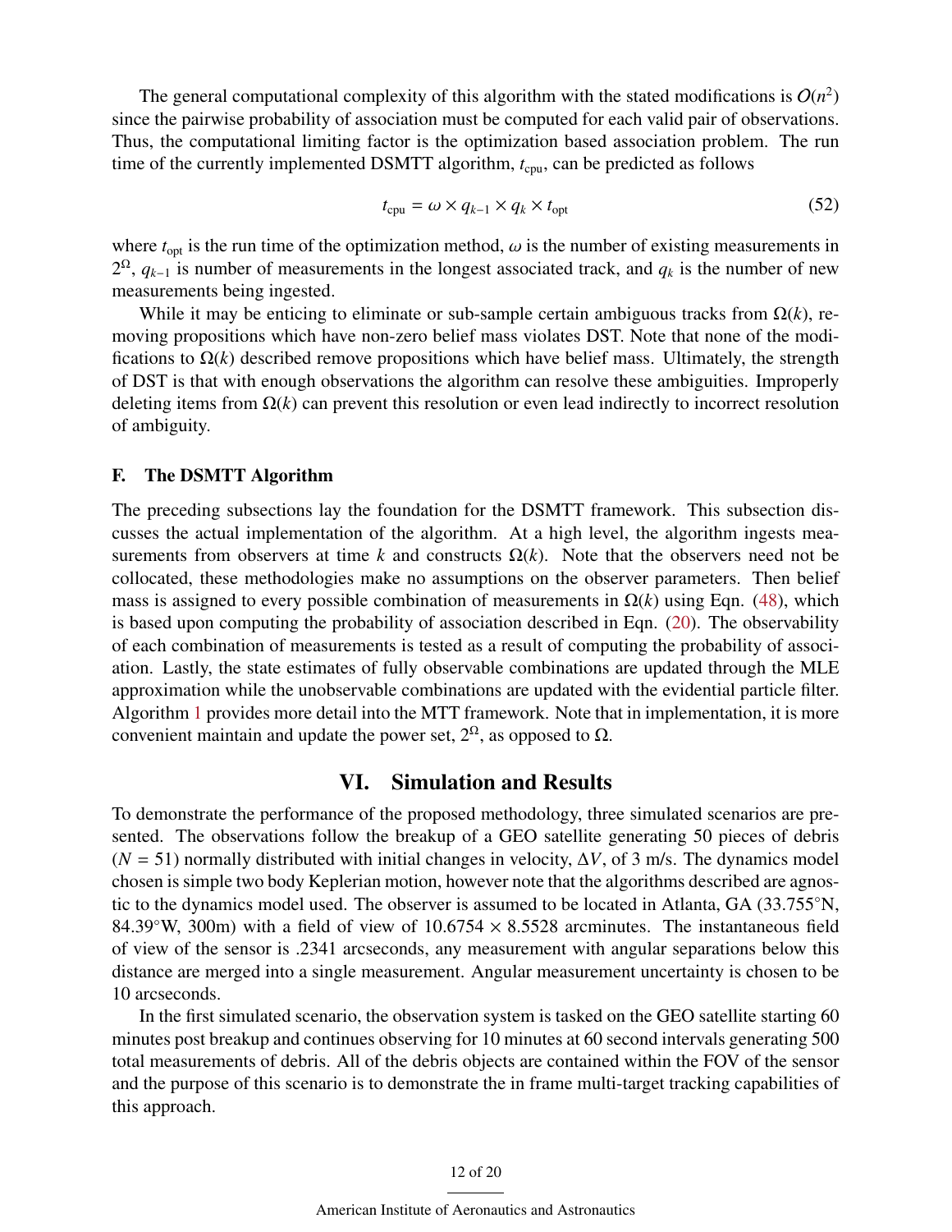The general computational complexity of this algorithm with the stated modifications is $O(n^2)$ since the pairwise probability of association must be computed for each valid pair of observations. Thus, the computational limiting factor is the optimization based association problem. The run time of the currently implemented DSMTT algorithm, $t_{\text{cpu}}$, can be predicted as follows

$$t_{\text{cpu}} = \omega \times q_{k-1} \times q_k \times t_{\text{opt}} \tag{52}$$

where $t_{\text{opt}}$ is the run time of the optimization method, $\omega$ is the number of existing measurements in $2^{\Omega}$, $q_{k-1}$ is number of measurements in the longest associated track, and $q_k$ is the number of new measurements being ingested.

While it may be enticing to eliminate or sub-sample certain ambiguous tracks from $\Omega(k)$, removing propositions which have non-zero belief mass violates DST. Note that none of the modifications to $\Omega(k)$ described remove propositions which have belief mass. Ultimately, the strength of DST is that with enough observations the algorithm can resolve these ambiguities. Improperly deleting items from $\Omega(k)$ can prevent this resolution or even lead indirectly to incorrect resolution of ambiguity.

### F. The DSMTT Algorithm

The preceding subsections lay the foundation for the DSMTT framework. This subsection discusses the actual implementation of the algorithm. At a high level, the algorithm ingests measurements from observers at time $k$ and constructs $\Omega(k)$. Note that the observers need not be collocated, these methodologies make no assumptions on the observer parameters. Then belief mass is assigned to every possible combination of measurements in $\Omega(k)$ using Eqn. (48), which is based upon computing the probability of association described in Eqn. (20). The observability of each combination of measurements is tested as a result of computing the probability of association. Lastly, the state estimates of fully observable combinations are updated through the MLE approximation while the unobservable combinations are updated with the evidential particle filter. Algorithm 1 provides more detail into the MTT framework. Note that in implementation, it is more convenient maintain and update the power set, $2^{\Omega}$, as opposed to $\Omega$.

## VI. Simulation and Results

To demonstrate the performance of the proposed methodology, three simulated scenarios are presented. The observations follow the breakup of a GEO satellite generating 50 pieces of debris ($N = 51$) normally distributed with initial changes in velocity, $\Delta V$, of 3 m/s. The dynamics model chosen is simple two body Keplerian motion, however note that the algorithms described are agnostic to the dynamics model used. The observer is assumed to be located in Atlanta, GA (33.755°N, 84.39°W, 300m) with a field of view of $10.6754 \times 8.5528$ arcminutes. The instantaneous field of view of the sensor is .2341 arcseconds, any measurement with angular separations below this distance are merged into a single measurement. Angular measurement uncertainty is chosen to be 10 arcseconds.

In the first simulated scenario, the observation system is tasked on the GEO satellite starting 60 minutes post breakup and continues observing for 10 minutes at 60 second intervals generating 500 total measurements of debris. All of the debris objects are contained within the FOV of the sensor and the purpose of this scenario is to demonstrate the in frame multi-target tracking capabilities of this approach.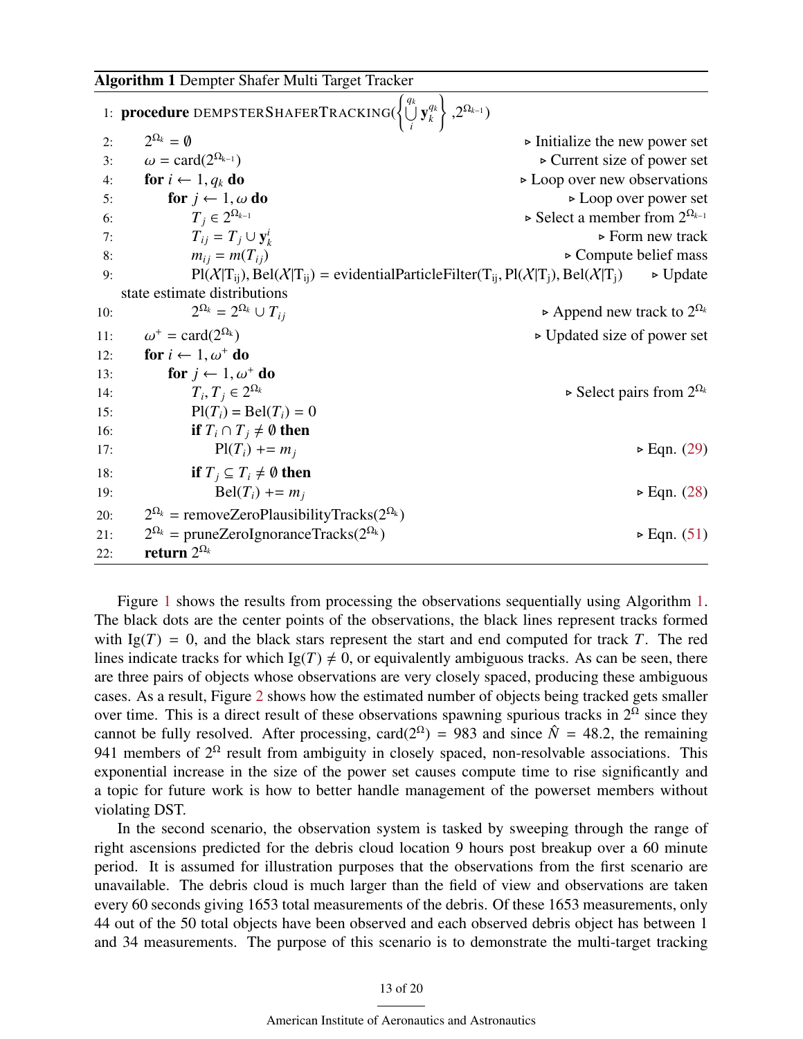**Algorithm 1** Dempter Shafer Multi Target Tracker

```
1:  procedure DEMPSTERSHAFERTRACKING({∪_i^{q_k} y_k^{q_k}}, 2^{Ω_{k-1}})
2:      2^{Ω_k} = ∅                                              ▷ Initialize the new power set
3:      ω = card(2^{Ω_{k-1}})                                     ▷ Current size of power set
4:      for i ← 1, q_k do                                         ▷ Loop over new observations
5:          for j ← 1, ω do                                       ▷ Loop over power set
6:              T_j ∈ 2^{Ω_{k-1}}                                 ▷ Select a member from 2^{Ω_{k-1}}
7:              T_ij = T_j ∪ y_k^i                                ▷ Form new track
8:              m_ij = m(T_ij)                                    ▷ Compute belief mass
9:              Pl(X|T_ij), Bel(X|T_ij) = evidentialParticleFilter(T_ij, Pl(X|T_j), Bel(X|T_j))   ▷ Update
    state estimate distributions
10:             2^{Ω_k} = 2^{Ω_k} ∪ T_ij                          ▷ Append new track to 2^{Ω_k}
11:     ω^+ = card(2^{Ω_k})                                       ▷ Updated size of power set
12:     for i ← 1, ω^+ do
13:         for j ← 1, ω^+ do
14:             T_i, T_j ∈ 2^{Ω_k}                                ▷ Select pairs from 2^{Ω_k}
15:             Pl(T_i) = Bel(T_i) = 0
16:             if T_i ∩ T_j ≠ ∅ then
17:                 Pl(T_i) += m_j                                ▷ Eqn. (29)
18:             if T_j ⊆ T_i ≠ ∅ then
19:                 Bel(T_i) += m_j                               ▷ Eqn. (28)
20:     2^{Ω_k} = removeZeroPlausibilityTracks(2^{Ω_k})
21:     2^{Ω_k} = pruneZeroIgnoranceTracks(2^{Ω_k})               ▷ Eqn. (51)
22:     return 2^{Ω_k}
```

Figure 1 shows the results from processing the observations sequentially using Algorithm 1. The black dots are the center points of the observations, the black lines represent tracks formed with $\mathrm{Ig}(T) = 0$, and the black stars represent the start and end computed for track $T$. The red lines indicate tracks for which $\mathrm{Ig}(T) \neq 0$, or equivalently ambiguous tracks. As can be seen, there are three pairs of objects whose observations are very closely spaced, producing these ambiguous cases. As a result, Figure 2 shows how the estimated number of objects being tracked gets smaller over time. This is a direct result of these observations spawning spurious tracks in $2^{\Omega}$ since they cannot be fully resolved. After processing, $\mathrm{card}(2^{\Omega}) = 983$ and since $\hat{N} = 48.2$, the remaining 941 members of $2^{\Omega}$ result from ambiguity in closely spaced, non-resolvable associations. This exponential increase in the size of the power set causes compute time to rise significantly and a topic for future work is how to better handle management of the powerset members without violating DST.

In the second scenario, the observation system is tasked by sweeping through the range of right ascensions predicted for the debris cloud location 9 hours post breakup over a 60 minute period. It is assumed for illustration purposes that the observations from the first scenario are unavailable. The debris cloud is much larger than the field of view and observations are taken every 60 seconds giving 1653 total measurements of the debris. Of these 1653 measurements, only 44 out of the 50 total objects have been observed and each observed debris object has between 1 and 34 measurements. The purpose of this scenario is to demonstrate the multi-target tracking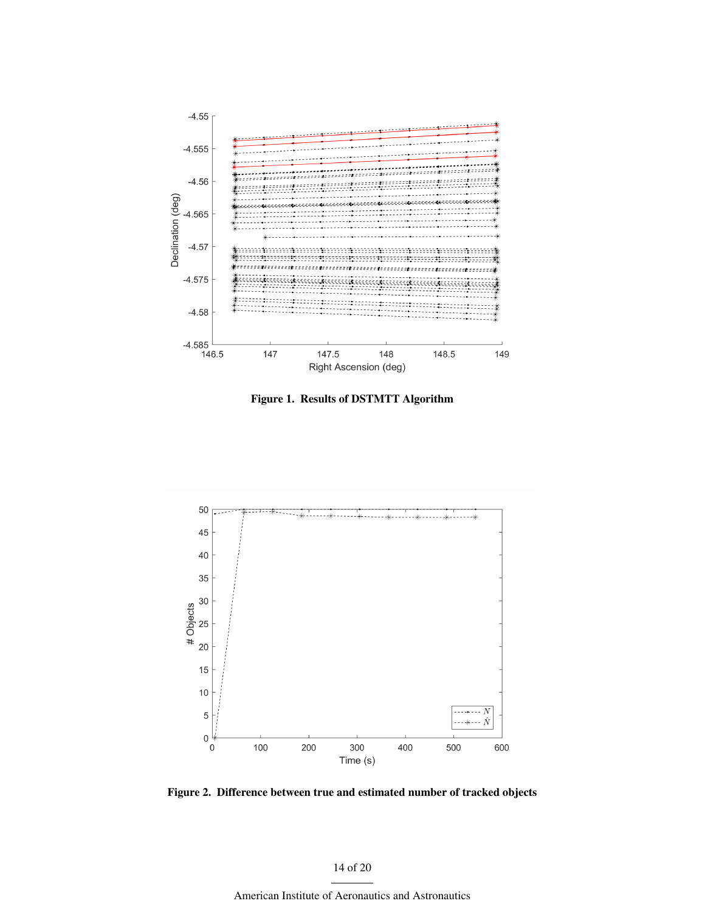**Figure 1. Results of DSTMTT Algorithm**

**Figure 2. Difference between true and estimated number of tracked objects**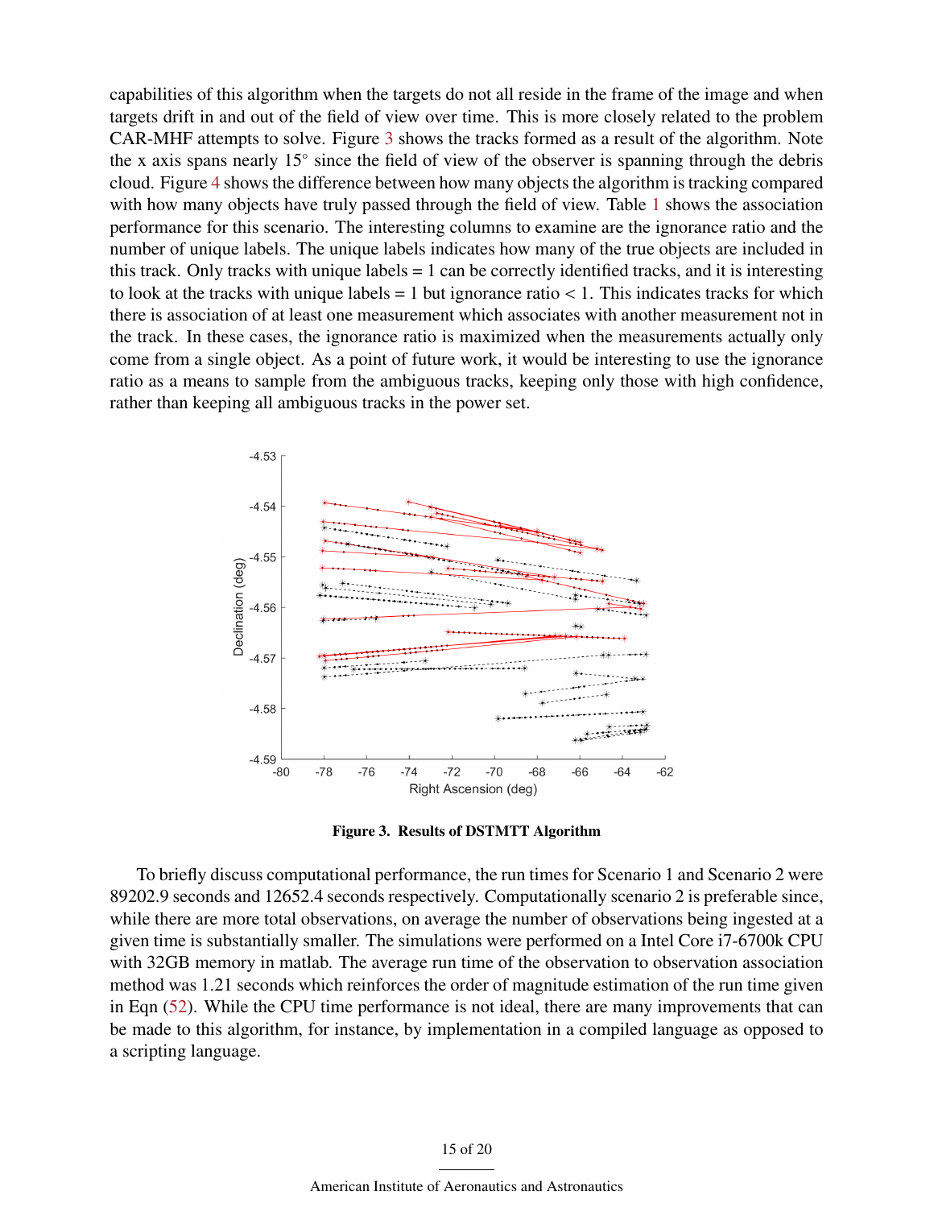capabilities of this algorithm when the targets do not all reside in the frame of the image and when targets drift in and out of the field of view over time. This is more closely related to the problem CAR-MHF attempts to solve. Figure 3 shows the tracks formed as a result of the algorithm. Note the x axis spans nearly 15° since the field of view of the observer is spanning through the debris cloud. Figure 4 shows the difference between how many objects the algorithm is tracking compared with how many objects have truly passed through the field of view. Table 1 shows the association performance for this scenario. The interesting columns to examine are the ignorance ratio and the number of unique labels. The unique labels indicates how many of the true objects are included in this track. Only tracks with unique labels = 1 can be correctly identified tracks, and it is interesting to look at the tracks with unique labels = 1 but ignorance ratio < 1. This indicates tracks for which there is association of at least one measurement which associates with another measurement not in the track. In these cases, the ignorance ratio is maximized when the measurements actually only come from a single object. As a point of future work, it would be interesting to use the ignorance ratio as a means to sample from the ambiguous tracks, keeping only those with high confidence, rather than keeping all ambiguous tracks in the power set.

**Figure 3. Results of DSTMTT Algorithm**

To briefly discuss computational performance, the run times for Scenario 1 and Scenario 2 were 89202.9 seconds and 12652.4 seconds respectively. Computationally scenario 2 is preferable since, while there are more total observations, on average the number of observations being ingested at a given time is substantially smaller. The simulations were performed on a Intel Core i7-6700k CPU with 32GB memory in matlab. The average run time of the observation to observation association method was 1.21 seconds which reinforces the order of magnitude estimation of the run time given in Eqn (52). While the CPU time performance is not ideal, there are many improvements that can be made to this algorithm, for instance, by implementation in a compiled language as opposed to a scripting language.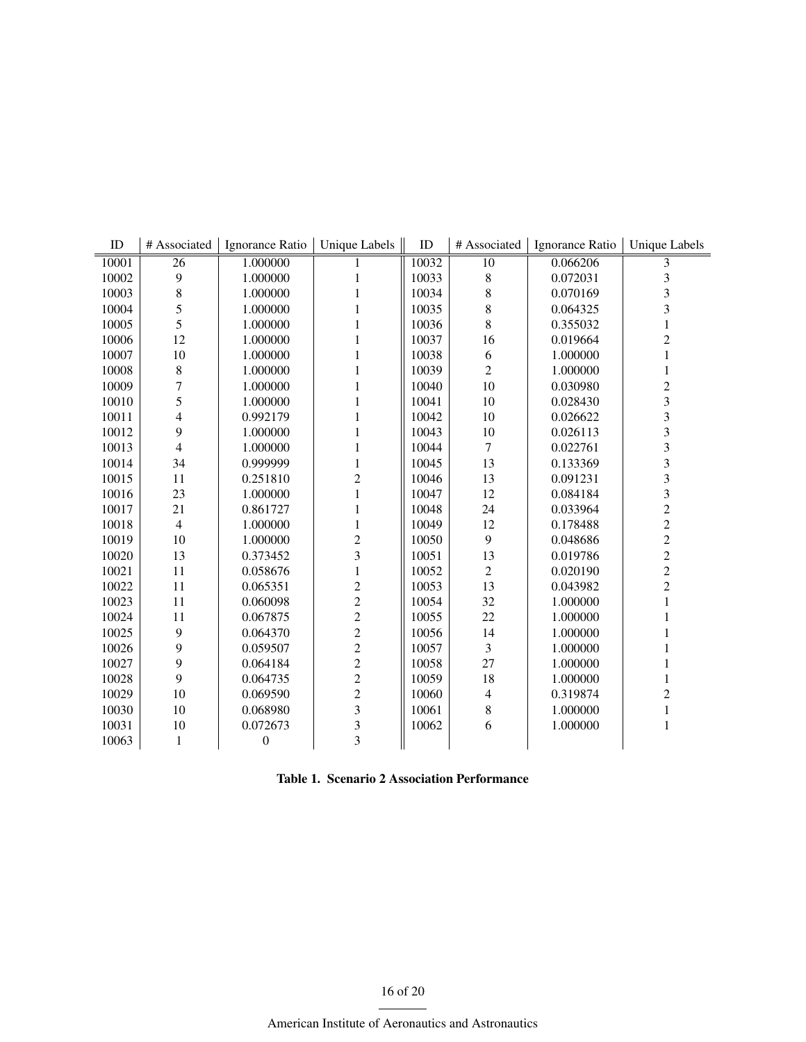| ID | # Associated | Ignorance Ratio | Unique Labels | ID | # Associated | Ignorance Ratio | Unique Labels |
|---|---|---|---|---|---|---|---|
| 10001 | 26 | 1.000000 | 1 | 10032 | 10 | 0.066206 | 3 |
| 10002 | 9 | 1.000000 | 1 | 10033 | 8 | 0.072031 | 3 |
| 10003 | 8 | 1.000000 | 1 | 10034 | 8 | 0.070169 | 3 |
| 10004 | 5 | 1.000000 | 1 | 10035 | 8 | 0.064325 | 3 |
| 10005 | 5 | 1.000000 | 1 | 10036 | 8 | 0.355032 | 1 |
| 10006 | 12 | 1.000000 | 1 | 10037 | 16 | 0.019664 | 2 |
| 10007 | 10 | 1.000000 | 1 | 10038 | 6 | 1.000000 | 1 |
| 10008 | 8 | 1.000000 | 1 | 10039 | 2 | 1.000000 | 1 |
| 10009 | 7 | 1.000000 | 1 | 10040 | 10 | 0.030980 | 2 |
| 10010 | 5 | 1.000000 | 1 | 10041 | 10 | 0.028430 | 3 |
| 10011 | 4 | 0.992179 | 1 | 10042 | 10 | 0.026622 | 3 |
| 10012 | 9 | 1.000000 | 1 | 10043 | 10 | 0.026113 | 3 |
| 10013 | 4 | 1.000000 | 1 | 10044 | 7 | 0.022761 | 3 |
| 10014 | 34 | 0.999999 | 1 | 10045 | 13 | 0.133369 | 3 |
| 10015 | 11 | 0.251810 | 2 | 10046 | 13 | 0.091231 | 3 |
| 10016 | 23 | 1.000000 | 1 | 10047 | 12 | 0.084184 | 3 |
| 10017 | 21 | 0.861727 | 1 | 10048 | 24 | 0.033964 | 2 |
| 10018 | 4 | 1.000000 | 1 | 10049 | 12 | 0.178488 | 2 |
| 10019 | 10 | 1.000000 | 2 | 10050 | 9 | 0.048686 | 2 |
| 10020 | 13 | 0.373452 | 3 | 10051 | 13 | 0.019786 | 2 |
| 10021 | 11 | 0.058676 | 1 | 10052 | 2 | 0.020190 | 2 |
| 10022 | 11 | 0.065351 | 2 | 10053 | 13 | 0.043982 | 2 |
| 10023 | 11 | 0.060098 | 2 | 10054 | 32 | 1.000000 | 1 |
| 10024 | 11 | 0.067875 | 2 | 10055 | 22 | 1.000000 | 1 |
| 10025 | 9 | 0.064370 | 2 | 10056 | 14 | 1.000000 | 1 |
| 10026 | 9 | 0.059507 | 2 | 10057 | 3 | 1.000000 | 1 |
| 10027 | 9 | 0.064184 | 2 | 10058 | 27 | 1.000000 | 1 |
| 10028 | 9 | 0.064735 | 2 | 10059 | 18 | 1.000000 | 1 |
| 10029 | 10 | 0.069590 | 2 | 10060 | 4 | 0.319874 | 2 |
| 10030 | 10 | 0.068980 | 3 | 10061 | 8 | 1.000000 | 1 |
| 10031 | 10 | 0.072673 | 3 | 10062 | 6 | 1.000000 | 1 |
| 10063 | 1 | 0 | 3 | | | | |

**Table 1. Scenario 2 Association Performance**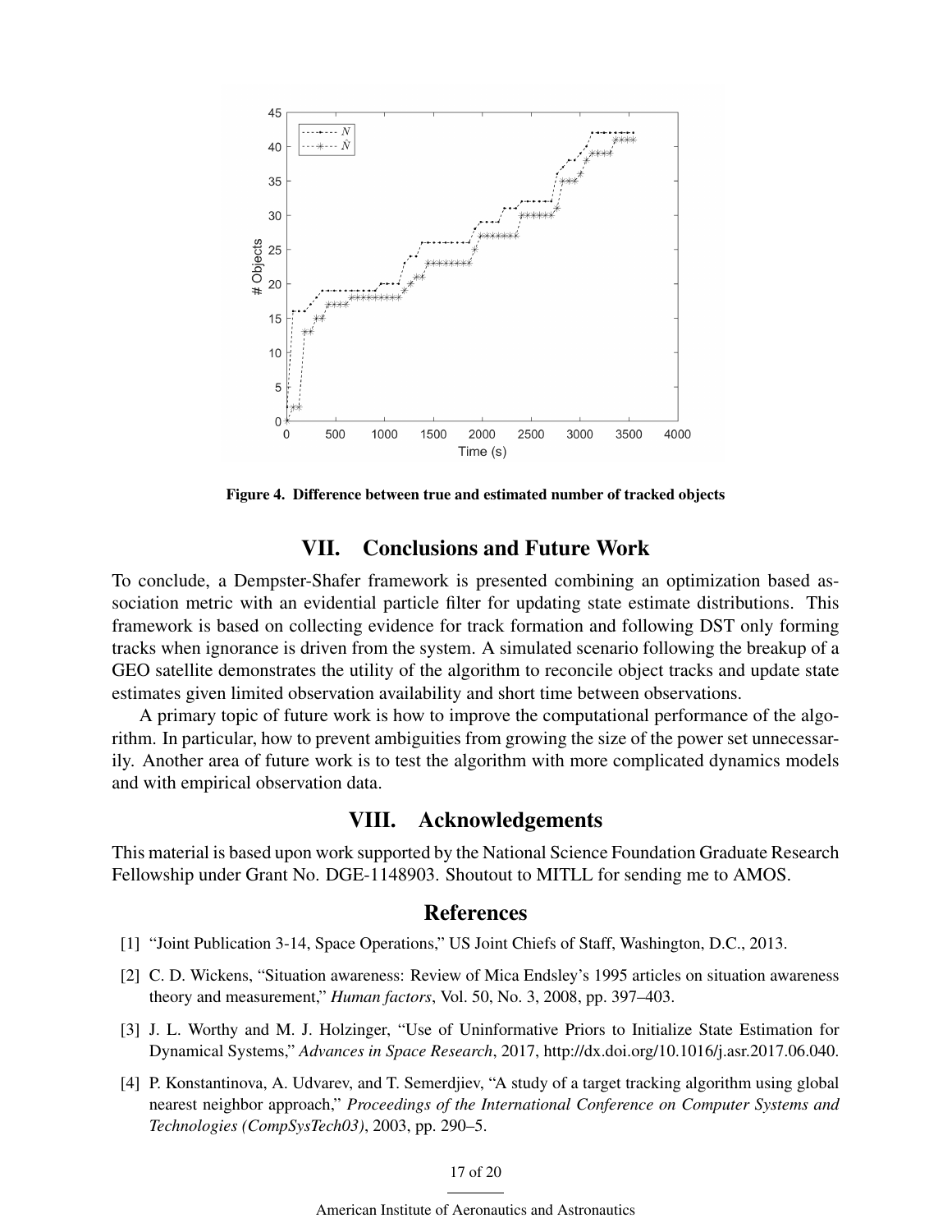Figure 4. Difference between true and estimated number of tracked objects

## VII. Conclusions and Future Work

To conclude, a Dempster-Shafer framework is presented combining an optimization based association metric with an evidential particle filter for updating state estimate distributions. This framework is based on collecting evidence for track formation and following DST only forming tracks when ignorance is driven from the system. A simulated scenario following the breakup of a GEO satellite demonstrates the utility of the algorithm to reconcile object tracks and update state estimates given limited observation availability and short time between observations.

A primary topic of future work is how to improve the computational performance of the algorithm. In particular, how to prevent ambiguities from growing the size of the power set unnecessarily. Another area of future work is to test the algorithm with more complicated dynamics models and with empirical observation data.

## VIII. Acknowledgements

This material is based upon work supported by the National Science Foundation Graduate Research Fellowship under Grant No. DGE-1148903. Shoutout to MITLL for sending me to AMOS.

## References

[1] "Joint Publication 3-14, Space Operations," US Joint Chiefs of Staff, Washington, D.C., 2013.

[2] C. D. Wickens, "Situation awareness: Review of Mica Endsley's 1995 articles on situation awareness theory and measurement," *Human factors*, Vol. 50, No. 3, 2008, pp. 397–403.

[3] J. L. Worthy and M. J. Holzinger, "Use of Uninformative Priors to Initialize State Estimation for Dynamical Systems," *Advances in Space Research*, 2017, http://dx.doi.org/10.1016/j.asr.2017.06.040.

[4] P. Konstantinova, A. Udvarev, and T. Semerdjiev, "A study of a target tracking algorithm using global nearest neighbor approach," *Proceedings of the International Conference on Computer Systems and Technologies (CompSysTech03)*, 2003, pp. 290–5.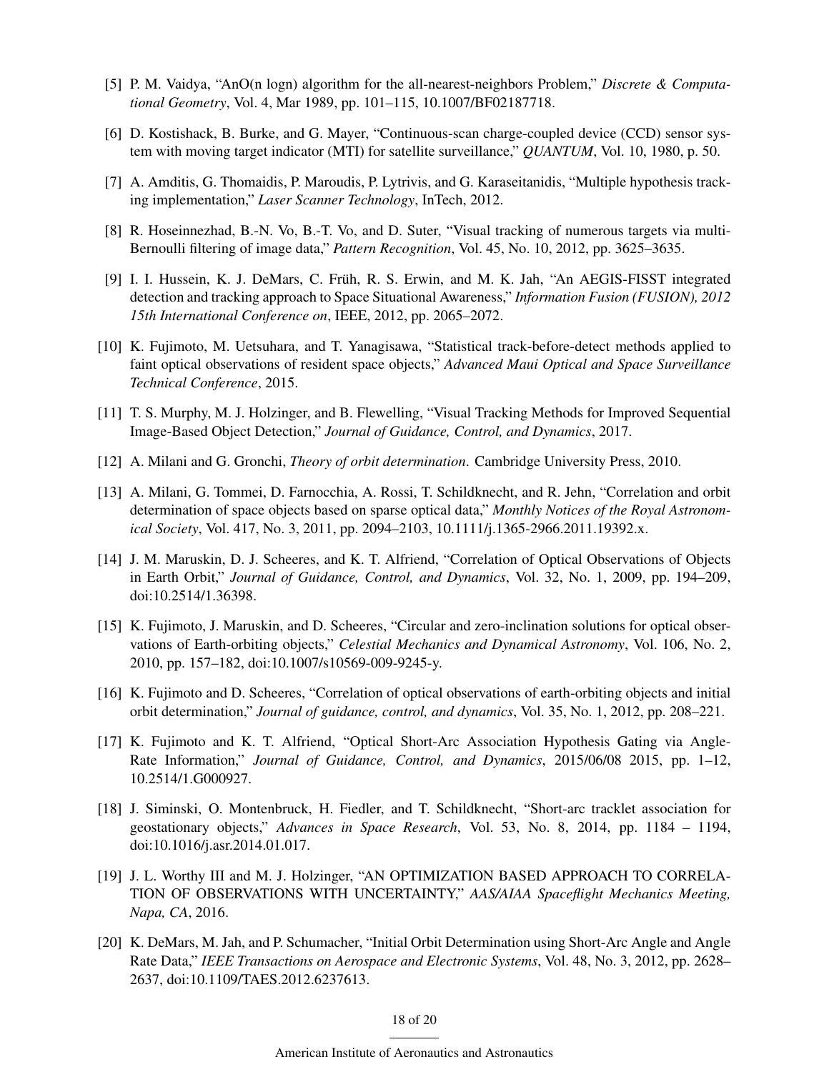[5] P. M. Vaidya, "AnO(n logn) algorithm for the all-nearest-neighbors Problem," *Discrete & Computational Geometry*, Vol. 4, Mar 1989, pp. 101–115, 10.1007/BF02187718.

[6] D. Kostishack, B. Burke, and G. Mayer, "Continuous-scan charge-coupled device (CCD) sensor system with moving target indicator (MTI) for satellite surveillance," *QUANTUM*, Vol. 10, 1980, p. 50.

[7] A. Amditis, G. Thomaidis, P. Maroudis, P. Lytrivis, and G. Karaseitanidis, "Multiple hypothesis tracking implementation," *Laser Scanner Technology*, InTech, 2012.

[8] R. Hoseinnezhad, B.-N. Vo, B.-T. Vo, and D. Suter, "Visual tracking of numerous targets via multi-Bernoulli filtering of image data," *Pattern Recognition*, Vol. 45, No. 10, 2012, pp. 3625–3635.

[9] I. I. Hussein, K. J. DeMars, C. Früh, R. S. Erwin, and M. K. Jah, "An AEGIS-FISST integrated detection and tracking approach to Space Situational Awareness," *Information Fusion (FUSION), 2012 15th International Conference on*, IEEE, 2012, pp. 2065–2072.

[10] K. Fujimoto, M. Uetsuhara, and T. Yanagisawa, "Statistical track-before-detect methods applied to faint optical observations of resident space objects," *Advanced Maui Optical and Space Surveillance Technical Conference*, 2015.

[11] T. S. Murphy, M. J. Holzinger, and B. Flewelling, "Visual Tracking Methods for Improved Sequential Image-Based Object Detection," *Journal of Guidance, Control, and Dynamics*, 2017.

[12] A. Milani and G. Gronchi, *Theory of orbit determination*. Cambridge University Press, 2010.

[13] A. Milani, G. Tommei, D. Farnocchia, A. Rossi, T. Schildknecht, and R. Jehn, "Correlation and orbit determination of space objects based on sparse optical data," *Monthly Notices of the Royal Astronomical Society*, Vol. 417, No. 3, 2011, pp. 2094–2103, 10.1111/j.1365-2966.2011.19392.x.

[14] J. M. Maruskin, D. J. Scheeres, and K. T. Alfriend, "Correlation of Optical Observations of Objects in Earth Orbit," *Journal of Guidance, Control, and Dynamics*, Vol. 32, No. 1, 2009, pp. 194–209, doi:10.2514/1.36398.

[15] K. Fujimoto, J. Maruskin, and D. Scheeres, "Circular and zero-inclination solutions for optical observations of Earth-orbiting objects," *Celestial Mechanics and Dynamical Astronomy*, Vol. 106, No. 2, 2010, pp. 157–182, doi:10.1007/s10569-009-9245-y.

[16] K. Fujimoto and D. Scheeres, "Correlation of optical observations of earth-orbiting objects and initial orbit determination," *Journal of guidance, control, and dynamics*, Vol. 35, No. 1, 2012, pp. 208–221.

[17] K. Fujimoto and K. T. Alfriend, "Optical Short-Arc Association Hypothesis Gating via Angle-Rate Information," *Journal of Guidance, Control, and Dynamics*, 2015/06/08 2015, pp. 1–12, 10.2514/1.G000927.

[18] J. Siminski, O. Montenbruck, H. Fiedler, and T. Schildknecht, "Short-arc tracklet association for geostationary objects," *Advances in Space Research*, Vol. 53, No. 8, 2014, pp. 1184 – 1194, doi:10.1016/j.asr.2014.01.017.

[19] J. L. Worthy III and M. J. Holzinger, "AN OPTIMIZATION BASED APPROACH TO CORRELATION OF OBSERVATIONS WITH UNCERTAINTY," *AAS/AIAA Spaceflight Mechanics Meeting, Napa, CA*, 2016.

[20] K. DeMars, M. Jah, and P. Schumacher, "Initial Orbit Determination using Short-Arc Angle and Angle Rate Data," *IEEE Transactions on Aerospace and Electronic Systems*, Vol. 48, No. 3, 2012, pp. 2628–2637, doi:10.1109/TAES.2012.6237613.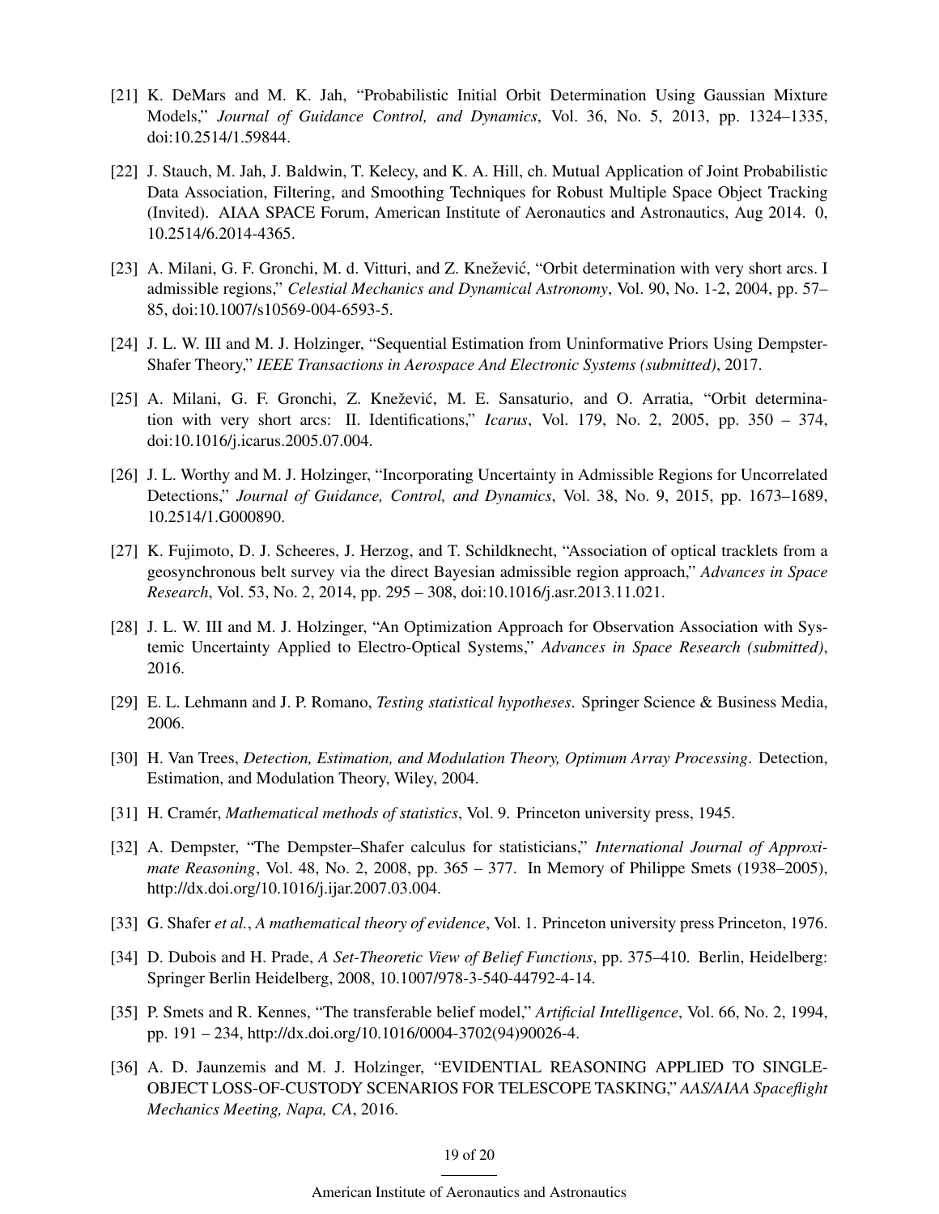[21] K. DeMars and M. K. Jah, "Probabilistic Initial Orbit Determination Using Gaussian Mixture Models," *Journal of Guidance Control, and Dynamics*, Vol. 36, No. 5, 2013, pp. 1324–1335, doi:10.2514/1.59844.

[22] J. Stauch, M. Jah, J. Baldwin, T. Kelecy, and K. A. Hill, ch. Mutual Application of Joint Probabilistic Data Association, Filtering, and Smoothing Techniques for Robust Multiple Space Object Tracking (Invited). AIAA SPACE Forum, American Institute of Aeronautics and Astronautics, Aug 2014. 0, 10.2514/6.2014-4365.

[23] A. Milani, G. F. Gronchi, M. d. Vitturi, and Z. Knežević, "Orbit determination with very short arcs. I admissible regions," *Celestial Mechanics and Dynamical Astronomy*, Vol. 90, No. 1-2, 2004, pp. 57–85, doi:10.1007/s10569-004-6593-5.

[24] J. L. W. III and M. J. Holzinger, "Sequential Estimation from Uninformative Priors Using Dempster-Shafer Theory," *IEEE Transactions in Aerospace And Electronic Systems (submitted)*, 2017.

[25] A. Milani, G. F. Gronchi, Z. Knežević, M. E. Sansaturio, and O. Arratia, "Orbit determination with very short arcs: II. Identifications," *Icarus*, Vol. 179, No. 2, 2005, pp. 350 – 374, doi:10.1016/j.icarus.2005.07.004.

[26] J. L. Worthy and M. J. Holzinger, "Incorporating Uncertainty in Admissible Regions for Uncorrelated Detections," *Journal of Guidance, Control, and Dynamics*, Vol. 38, No. 9, 2015, pp. 1673–1689, 10.2514/1.G000890.

[27] K. Fujimoto, D. J. Scheeres, J. Herzog, and T. Schildknecht, "Association of optical tracklets from a geosynchronous belt survey via the direct Bayesian admissible region approach," *Advances in Space Research*, Vol. 53, No. 2, 2014, pp. 295 – 308, doi:10.1016/j.asr.2013.11.021.

[28] J. L. W. III and M. J. Holzinger, "An Optimization Approach for Observation Association with Systemic Uncertainty Applied to Electro-Optical Systems," *Advances in Space Research (submitted)*, 2016.

[29] E. L. Lehmann and J. P. Romano, *Testing statistical hypotheses*. Springer Science & Business Media, 2006.

[30] H. Van Trees, *Detection, Estimation, and Modulation Theory, Optimum Array Processing*. Detection, Estimation, and Modulation Theory, Wiley, 2004.

[31] H. Cramér, *Mathematical methods of statistics*, Vol. 9. Princeton university press, 1945.

[32] A. Dempster, "The Dempster–Shafer calculus for statisticians," *International Journal of Approximate Reasoning*, Vol. 48, No. 2, 2008, pp. 365 – 377. In Memory of Philippe Smets (1938–2005), http://dx.doi.org/10.1016/j.ijar.2007.03.004.

[33] G. Shafer *et al.*, *A mathematical theory of evidence*, Vol. 1. Princeton university press Princeton, 1976.

[34] D. Dubois and H. Prade, *A Set-Theoretic View of Belief Functions*, pp. 375–410. Berlin, Heidelberg: Springer Berlin Heidelberg, 2008, 10.1007/978-3-540-44792-4-14.

[35] P. Smets and R. Kennes, "The transferable belief model," *Artificial Intelligence*, Vol. 66, No. 2, 1994, pp. 191 – 234, http://dx.doi.org/10.1016/0004-3702(94)90026-4.

[36] A. D. Jaunzemis and M. J. Holzinger, "EVIDENTIAL REASONING APPLIED TO SINGLE-OBJECT LOSS-OF-CUSTODY SCENARIOS FOR TELESCOPE TASKING," *AAS/AIAA Spaceflight Mechanics Meeting, Napa, CA*, 2016.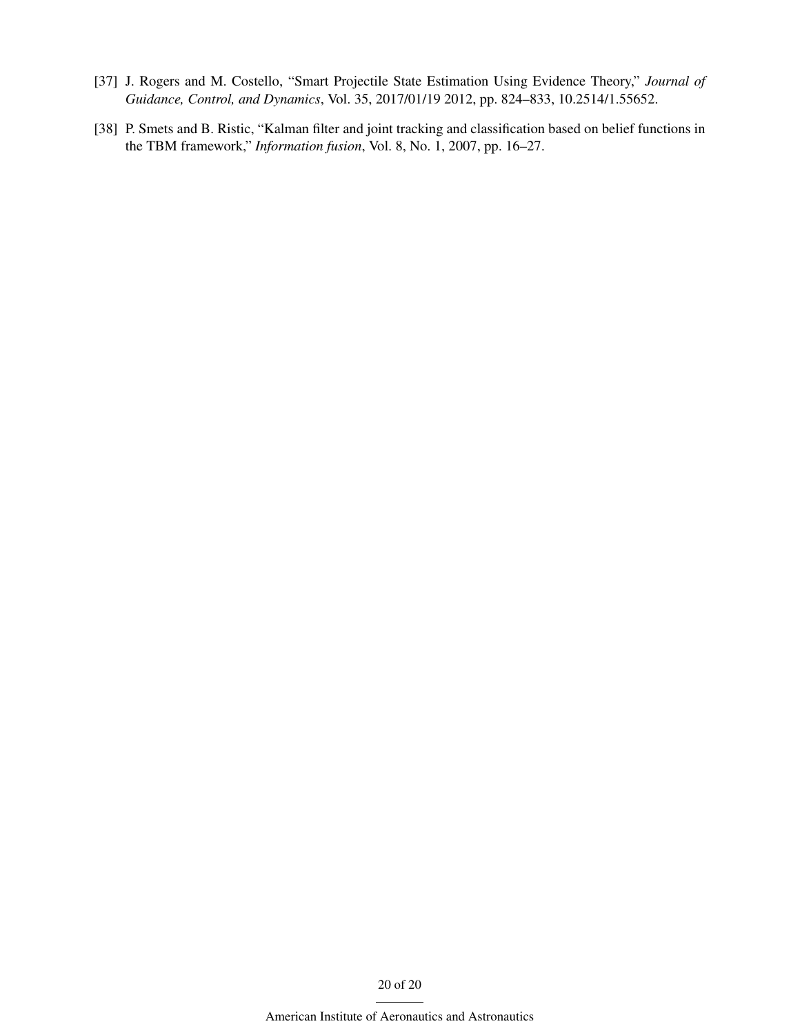[37] J. Rogers and M. Costello, "Smart Projectile State Estimation Using Evidence Theory," *Journal of Guidance, Control, and Dynamics*, Vol. 35, 2017/01/19 2012, pp. 824–833, 10.2514/1.55652.

[38] P. Smets and B. Ristic, "Kalman filter and joint tracking and classification based on belief functions in the TBM framework," *Information fusion*, Vol. 8, No. 1, 2007, pp. 16–27.